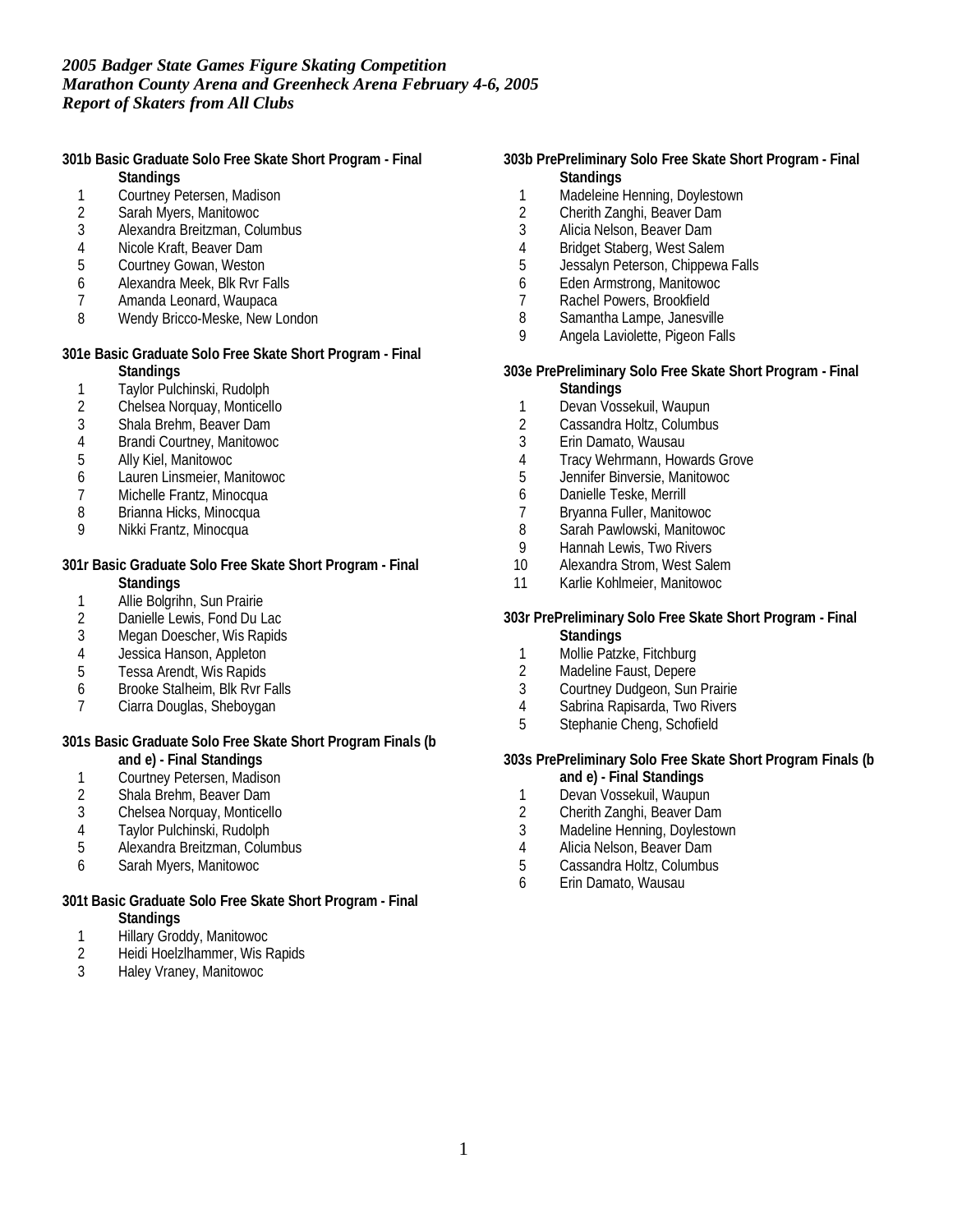*2005 Badger State Games Figure Skating Competition*
*Marathon County Arena and Greenheck Arena February 4-6, 2005*
*Report of Skaters from All Clubs*

**301b Basic Graduate Solo Free Skate Short Program - Final Standings**

1. Courtney Petersen, Madison
2. Sarah Myers, Manitowoc
3. Alexandra Breitzman, Columbus
4. Nicole Kraft, Beaver Dam
5. Courtney Gowan, Weston
6. Alexandra Meek, Blk Rvr Falls
7. Amanda Leonard, Waupaca
8. Wendy Bricco-Meske, New London

**301e Basic Graduate Solo Free Skate Short Program - Final Standings**

1. Taylor Pulchinski, Rudolph
2. Chelsea Norquay, Monticello
3. Shala Brehm, Beaver Dam
4. Brandi Courtney, Manitowoc
5. Ally Kiel, Manitowoc
6. Lauren Linsmeier, Manitowoc
7. Michelle Frantz, Minocqua
8. Brianna Hicks, Minocqua
9. Nikki Frantz, Minocqua

**301r Basic Graduate Solo Free Skate Short Program - Final Standings**

1. Allie Bolgrihn, Sun Prairie
2. Danielle Lewis, Fond Du Lac
3. Megan Doescher, Wis Rapids
4. Jessica Hanson, Appleton
5. Tessa Arendt, Wis Rapids
6. Brooke Stalheim, Blk Rvr Falls
7. Ciarra Douglas, Sheboygan

**301s Basic Graduate Solo Free Skate Short Program Finals (b and e) - Final Standings**

1. Courtney Petersen, Madison
2. Shala Brehm, Beaver Dam
3. Chelsea Norquay, Monticello
4. Taylor Pulchinski, Rudolph
5. Alexandra Breitzman, Columbus
6. Sarah Myers, Manitowoc

**301t Basic Graduate Solo Free Skate Short Program - Final Standings**

1. Hillary Groddy, Manitowoc
2. Heidi Hoelzlhammer, Wis Rapids
3. Haley Vraney, Manitowoc

**303b PrePreliminary Solo Free Skate Short Program - Final Standings**

1. Madeleine Henning, Doylestown
2. Cherith Zanghi, Beaver Dam
3. Alicia Nelson, Beaver Dam
4. Bridget Staberg, West Salem
5. Jessalyn Peterson, Chippewa Falls
6. Eden Armstrong, Manitowoc
7. Rachel Powers, Brookfield
8. Samantha Lampe, Janesville
9. Angela Laviolette, Pigeon Falls

**303e PrePreliminary Solo Free Skate Short Program - Final Standings**

1. Devan Vossekuil, Waupun
2. Cassandra Holtz, Columbus
3. Erin Damato, Wausau
4. Tracy Wehrmann, Howards Grove
5. Jennifer Binversie, Manitowoc
6. Danielle Teske, Merrill
7. Bryanna Fuller, Manitowoc
8. Sarah Pawlowski, Manitowoc
9. Hannah Lewis, Two Rivers
10. Alexandra Strom, West Salem
11. Karlie Kohlmeier, Manitowoc

**303r PrePreliminary Solo Free Skate Short Program - Final Standings**

1. Mollie Patzke, Fitchburg
2. Madeline Faust, Depere
3. Courtney Dudgeon, Sun Prairie
4. Sabrina Rapisarda, Two Rivers
5. Stephanie Cheng, Schofield

**303s PrePreliminary Solo Free Skate Short Program Finals (b and e) - Final Standings**

1. Devan Vossekuil, Waupun
2. Cherith Zanghi, Beaver Dam
3. Madeline Henning, Doylestown
4. Alicia Nelson, Beaver Dam
5. Cassandra Holtz, Columbus
6. Erin Damato, Wausau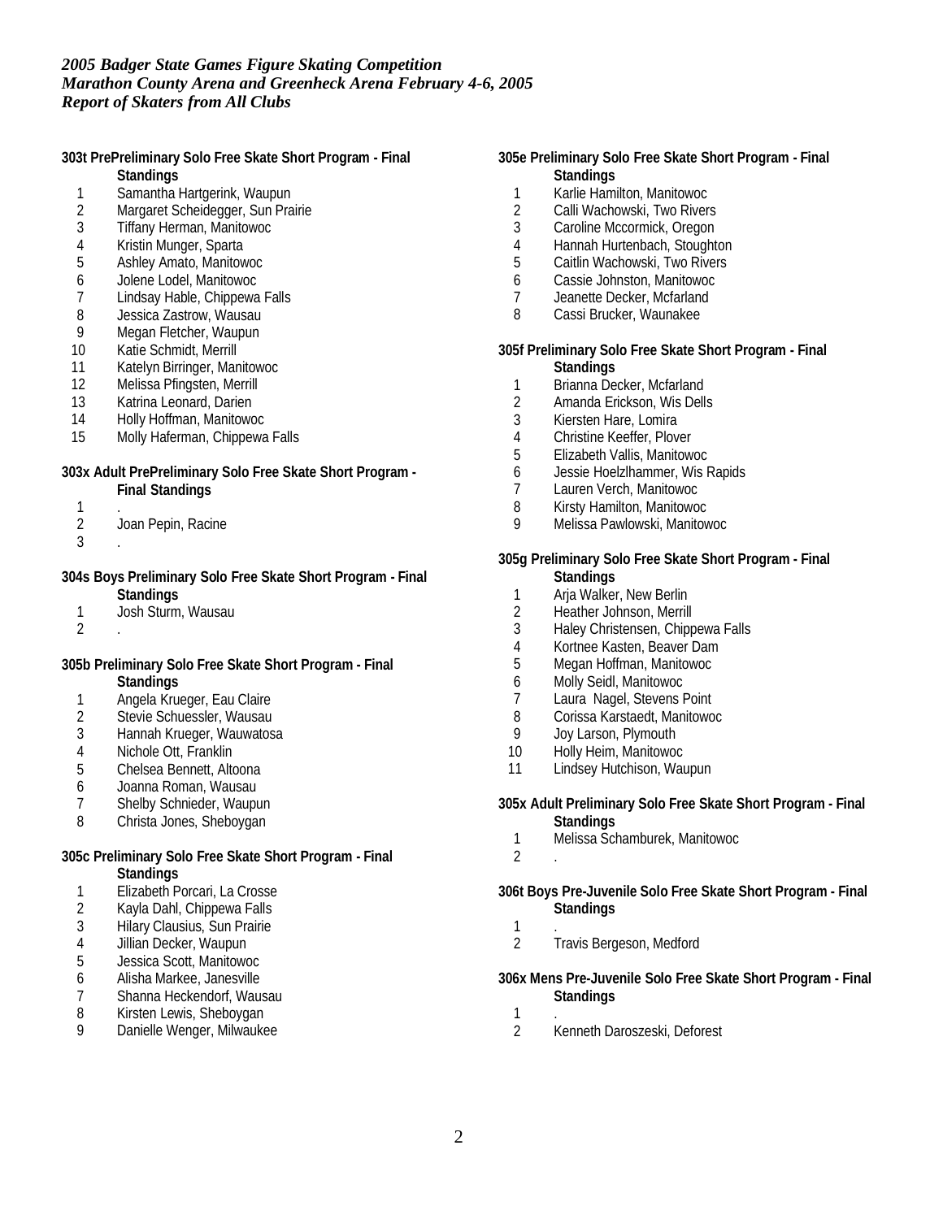*2005 Badger State Games Figure Skating Competition*
*Marathon County Arena and Greenheck Arena February 4-6, 2005*
*Report of Skaters from All Clubs*

**303t PrePreliminary Solo Free Skate Short Program - Final Standings**

1 Samantha Hartgerink, Waupun
2 Margaret Scheidegger, Sun Prairie
3 Tiffany Herman, Manitowoc
4 Kristin Munger, Sparta
5 Ashley Amato, Manitowoc
6 Jolene Lodel, Manitowoc
7 Lindsay Hable, Chippewa Falls
8 Jessica Zastrow, Wausau
9 Megan Fletcher, Waupun
10 Katie Schmidt, Merrill
11 Katelyn Birringer, Manitowoc
12 Melissa Pfingsten, Merrill
13 Katrina Leonard, Darien
14 Holly Hoffman, Manitowoc
15 Molly Haferman, Chippewa Falls

**303x Adult PrePreliminary Solo Free Skate Short Program - Final Standings**

1 .
2 Joan Pepin, Racine
3 .

**304s Boys Preliminary Solo Free Skate Short Program - Final Standings**

1 Josh Sturm, Wausau
2 .

**305b Preliminary Solo Free Skate Short Program - Final Standings**

1 Angela Krueger, Eau Claire
2 Stevie Schuessler, Wausau
3 Hannah Krueger, Wauwatosa
4 Nichole Ott, Franklin
5 Chelsea Bennett, Altoona
6 Joanna Roman, Wausau
7 Shelby Schnieder, Waupun
8 Christa Jones, Sheboygan

**305c Preliminary Solo Free Skate Short Program - Final Standings**

1 Elizabeth Porcari, La Crosse
2 Kayla Dahl, Chippewa Falls
3 Hilary Clausius, Sun Prairie
4 Jillian Decker, Waupun
5 Jessica Scott, Manitowoc
6 Alisha Markee, Janesville
7 Shanna Heckendorf, Wausau
8 Kirsten Lewis, Sheboygan
9 Danielle Wenger, Milwaukee

**305e Preliminary Solo Free Skate Short Program - Final Standings**

1 Karlie Hamilton, Manitowoc
2 Calli Wachowski, Two Rivers
3 Caroline Mccormick, Oregon
4 Hannah Hurtenbach, Stoughton
5 Caitlin Wachowski, Two Rivers
6 Cassie Johnston, Manitowoc
7 Jeanette Decker, Mcfarland
8 Cassi Brucker, Waunakee

**305f Preliminary Solo Free Skate Short Program - Final Standings**

1 Brianna Decker, Mcfarland
2 Amanda Erickson, Wis Dells
3 Kiersten Hare, Lomira
4 Christine Keeffer, Plover
5 Elizabeth Vallis, Manitowoc
6 Jessie Hoelzlhammer, Wis Rapids
7 Lauren Verch, Manitowoc
8 Kirsty Hamilton, Manitowoc
9 Melissa Pawlowski, Manitowoc

**305g Preliminary Solo Free Skate Short Program - Final Standings**

1 Arja Walker, New Berlin
2 Heather Johnson, Merrill
3 Haley Christensen, Chippewa Falls
4 Kortnee Kasten, Beaver Dam
5 Megan Hoffman, Manitowoc
6 Molly Seidl, Manitowoc
7 Laura Nagel, Stevens Point
8 Corissa Karstaedt, Manitowoc
9 Joy Larson, Plymouth
10 Holly Heim, Manitowoc
11 Lindsey Hutchison, Waupun

**305x Adult Preliminary Solo Free Skate Short Program - Final Standings**

1 Melissa Schamburek, Manitowoc
2 .

**306t Boys Pre-Juvenile Solo Free Skate Short Program - Final Standings**

1 .
2 Travis Bergeson, Medford

**306x Mens Pre-Juvenile Solo Free Skate Short Program - Final Standings**

1 .
2 Kenneth Daroszeski, Deforest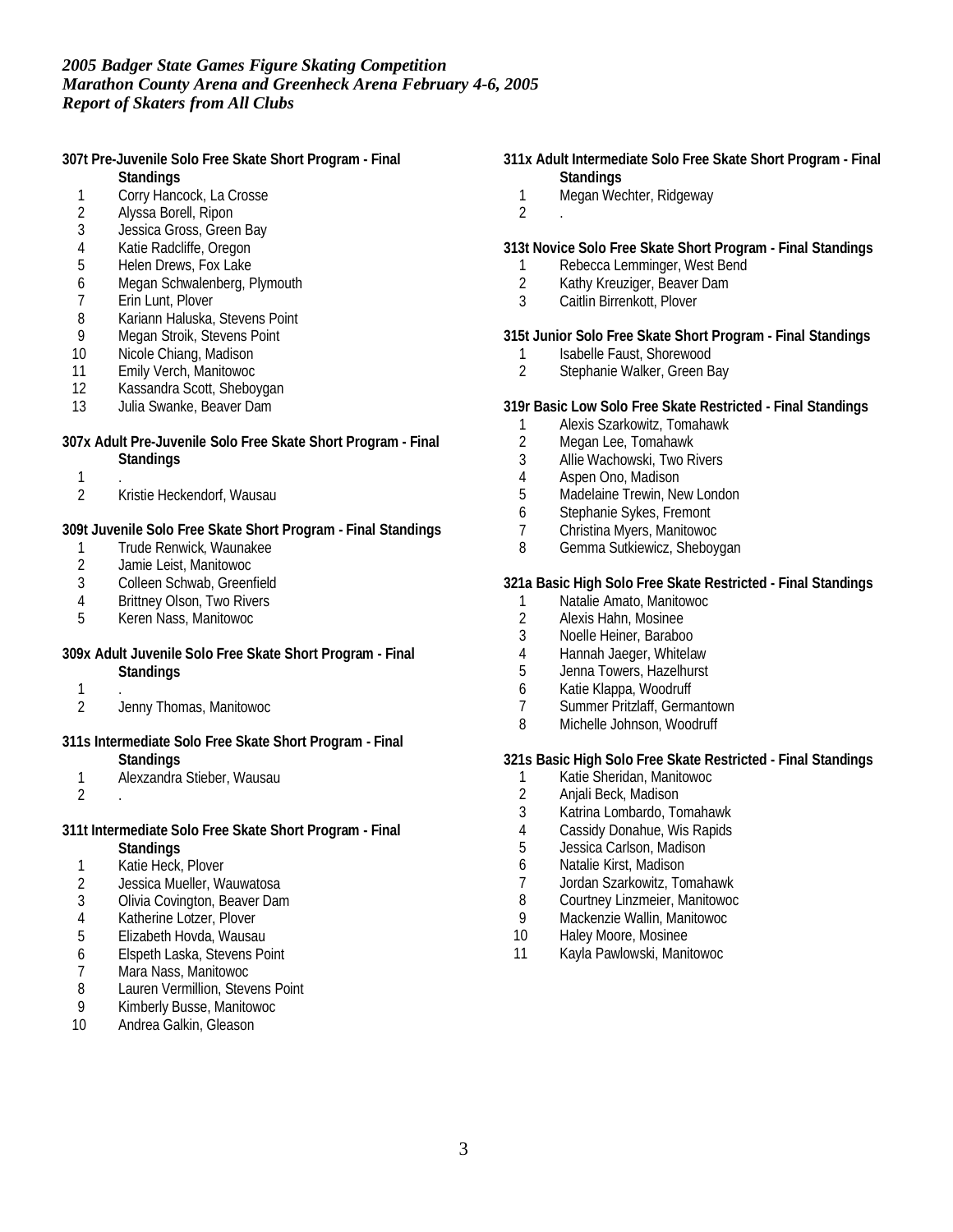*2005 Badger State Games Figure Skating Competition*
*Marathon County Arena and Greenheck Arena February 4-6, 2005*
*Report of Skaters from All Clubs*

**307t Pre-Juvenile Solo Free Skate Short Program - Final Standings**

1 Corry Hancock, La Crosse
2 Alyssa Borell, Ripon
3 Jessica Gross, Green Bay
4 Katie Radcliffe, Oregon
5 Helen Drews, Fox Lake
6 Megan Schwalenberg, Plymouth
7 Erin Lunt, Plover
8 Kariann Haluska, Stevens Point
9 Megan Stroik, Stevens Point
10 Nicole Chiang, Madison
11 Emily Verch, Manitowoc
12 Kassandra Scott, Sheboygan
13 Julia Swanke, Beaver Dam

**307x Adult Pre-Juvenile Solo Free Skate Short Program - Final Standings**

1 .
2 Kristie Heckendorf, Wausau

**309t Juvenile Solo Free Skate Short Program - Final Standings**

1 Trude Renwick, Waunakee
2 Jamie Leist, Manitowoc
3 Colleen Schwab, Greenfield
4 Brittney Olson, Two Rivers
5 Keren Nass, Manitowoc

**309x Adult Juvenile Solo Free Skate Short Program - Final Standings**

1 .
2 Jenny Thomas, Manitowoc

**311s Intermediate Solo Free Skate Short Program - Final Standings**

1 Alexzandra Stieber, Wausau
2 .

**311t Intermediate Solo Free Skate Short Program - Final Standings**

1 Katie Heck, Plover
2 Jessica Mueller, Wauwatosa
3 Olivia Covington, Beaver Dam
4 Katherine Lotzer, Plover
5 Elizabeth Hovda, Wausau
6 Elspeth Laska, Stevens Point
7 Mara Nass, Manitowoc
8 Lauren Vermillion, Stevens Point
9 Kimberly Busse, Manitowoc
10 Andrea Galkin, Gleason

**311x Adult Intermediate Solo Free Skate Short Program - Final Standings**

1 Megan Wechter, Ridgeway
2 .

**313t Novice Solo Free Skate Short Program - Final Standings**

1 Rebecca Lemminger, West Bend
2 Kathy Kreuziger, Beaver Dam
3 Caitlin Birrenkott, Plover

**315t Junior Solo Free Skate Short Program - Final Standings**

1 Isabelle Faust, Shorewood
2 Stephanie Walker, Green Bay

**319r Basic Low Solo Free Skate Restricted - Final Standings**

1 Alexis Szarkowitz, Tomahawk
2 Megan Lee, Tomahawk
3 Allie Wachowski, Two Rivers
4 Aspen Ono, Madison
5 Madelaine Trewin, New London
6 Stephanie Sykes, Fremont
7 Christina Myers, Manitowoc
8 Gemma Sutkiewicz, Sheboygan

**321a Basic High Solo Free Skate Restricted - Final Standings**

1 Natalie Amato, Manitowoc
2 Alexis Hahn, Mosinee
3 Noelle Heiner, Baraboo
4 Hannah Jaeger, Whitelaw
5 Jenna Towers, Hazelhurst
6 Katie Klappa, Woodruff
7 Summer Pritzlaff, Germantown
8 Michelle Johnson, Woodruff

**321s Basic High Solo Free Skate Restricted - Final Standings**

1 Katie Sheridan, Manitowoc
2 Anjali Beck, Madison
3 Katrina Lombardo, Tomahawk
4 Cassidy Donahue, Wis Rapids
5 Jessica Carlson, Madison
6 Natalie Kirst, Madison
7 Jordan Szarkowitz, Tomahawk
8 Courtney Linzmeier, Manitowoc
9 Mackenzie Wallin, Manitowoc
10 Haley Moore, Mosinee
11 Kayla Pawlowski, Manitowoc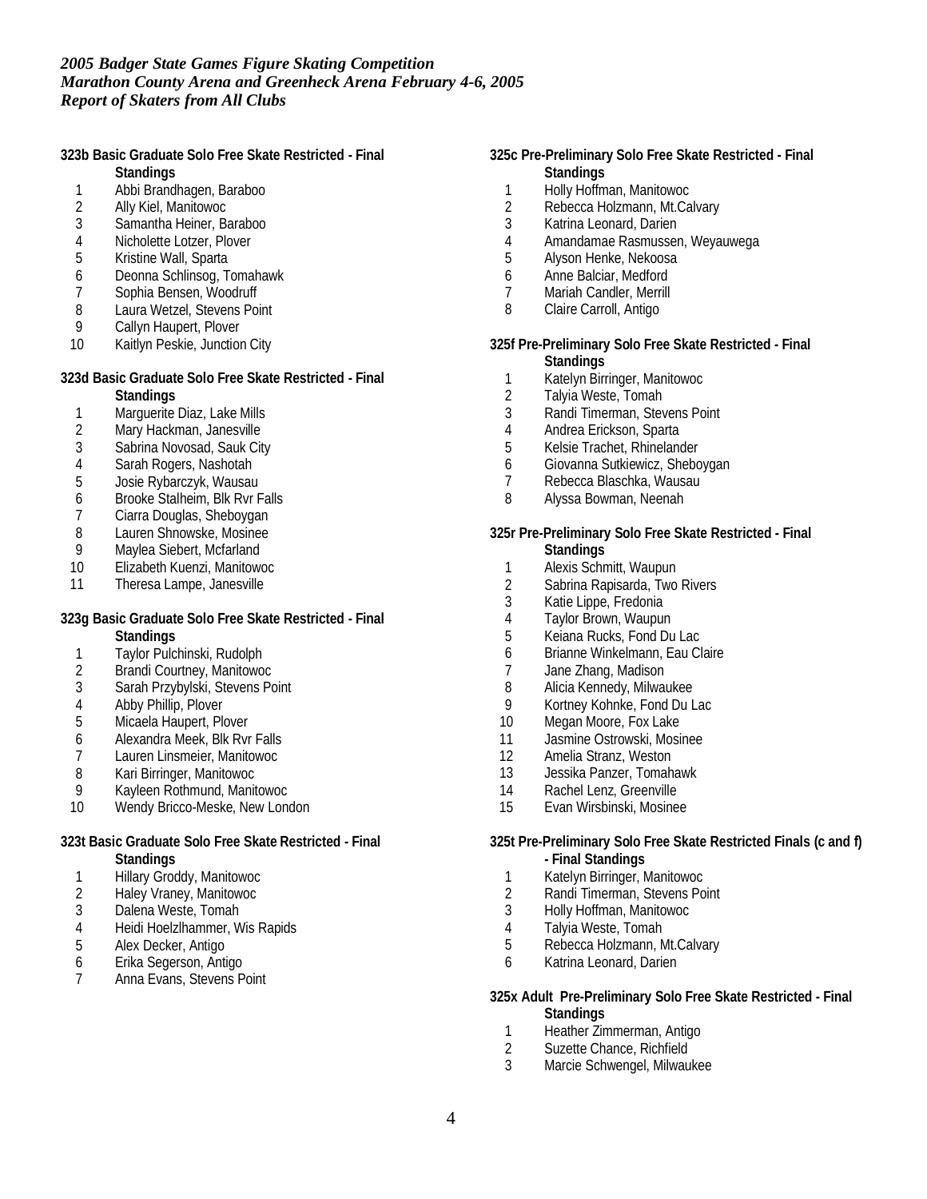*2005 Badger State Games Figure Skating Competition*
*Marathon County Arena and Greenheck Arena February 4-6, 2005*
*Report of Skaters from All Clubs*

**323b Basic Graduate Solo Free Skate Restricted - Final Standings**

1 Abbi Brandhagen, Baraboo
2 Ally Kiel, Manitowoc
3 Samantha Heiner, Baraboo
4 Nicholette Lotzer, Plover
5 Kristine Wall, Sparta
6 Deonna Schlinsog, Tomahawk
7 Sophia Bensen, Woodruff
8 Laura Wetzel, Stevens Point
9 Callyn Haupert, Plover
10 Kaitlyn Peskie, Junction City

**323d Basic Graduate Solo Free Skate Restricted - Final Standings**

1 Marguerite Diaz, Lake Mills
2 Mary Hackman, Janesville
3 Sabrina Novosad, Sauk City
4 Sarah Rogers, Nashotah
5 Josie Rybarczyk, Wausau
6 Brooke Stalheim, Blk Rvr Falls
7 Ciarra Douglas, Sheboygan
8 Lauren Shnowske, Mosinee
9 Maylea Siebert, Mcfarland
10 Elizabeth Kuenzi, Manitowoc
11 Theresa Lampe, Janesville

**323g Basic Graduate Solo Free Skate Restricted - Final Standings**

1 Taylor Pulchinski, Rudolph
2 Brandi Courtney, Manitowoc
3 Sarah Przybylski, Stevens Point
4 Abby Phillip, Plover
5 Micaela Haupert, Plover
6 Alexandra Meek, Blk Rvr Falls
7 Lauren Linsmeier, Manitowoc
8 Kari Birringer, Manitowoc
9 Kayleen Rothmund, Manitowoc
10 Wendy Bricco-Meske, New London

**323t Basic Graduate Solo Free Skate Restricted - Final Standings**

1 Hillary Groddy, Manitowoc
2 Haley Vraney, Manitowoc
3 Dalena Weste, Tomah
4 Heidi Hoelzlhammer, Wis Rapids
5 Alex Decker, Antigo
6 Erika Segerson, Antigo
7 Anna Evans, Stevens Point

**325c Pre-Preliminary Solo Free Skate Restricted - Final Standings**

1 Holly Hoffman, Manitowoc
2 Rebecca Holzmann, Mt.Calvary
3 Katrina Leonard, Darien
4 Amandamae Rasmussen, Weyauwega
5 Alyson Henke, Nekoosa
6 Anne Balciar, Medford
7 Mariah Candler, Merrill
8 Claire Carroll, Antigo

**325f Pre-Preliminary Solo Free Skate Restricted - Final Standings**

1 Katelyn Birringer, Manitowoc
2 Talyia Weste, Tomah
3 Randi Timerman, Stevens Point
4 Andrea Erickson, Sparta
5 Kelsie Trachet, Rhinelander
6 Giovanna Sutkiewicz, Sheboygan
7 Rebecca Blaschka, Wausau
8 Alyssa Bowman, Neenah

**325r Pre-Preliminary Solo Free Skate Restricted - Final Standings**

1 Alexis Schmitt, Waupun
2 Sabrina Rapisarda, Two Rivers
3 Katie Lippe, Fredonia
4 Taylor Brown, Waupun
5 Keiana Rucks, Fond Du Lac
6 Brianne Winkelmann, Eau Claire
7 Jane Zhang, Madison
8 Alicia Kennedy, Milwaukee
9 Kortney Kohnke, Fond Du Lac
10 Megan Moore, Fox Lake
11 Jasmine Ostrowski, Mosinee
12 Amelia Stranz, Weston
13 Jessika Panzer, Tomahawk
14 Rachel Lenz, Greenville
15 Evan Wirsbinski, Mosinee

**325t Pre-Preliminary Solo Free Skate Restricted Finals (c and f) - Final Standings**

1 Katelyn Birringer, Manitowoc
2 Randi Timerman, Stevens Point
3 Holly Hoffman, Manitowoc
4 Talyia Weste, Tomah
5 Rebecca Holzmann, Mt.Calvary
6 Katrina Leonard, Darien

**325x Adult Pre-Preliminary Solo Free Skate Restricted - Final Standings**

1 Heather Zimmerman, Antigo
2 Suzette Chance, Richfield
3 Marcie Schwengel, Milwaukee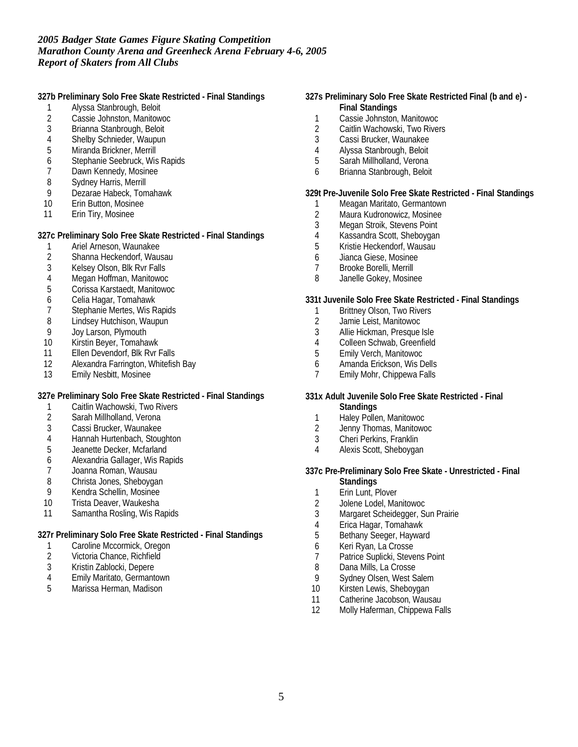*2005 Badger State Games Figure Skating Competition*
*Marathon County Arena and Greenheck Arena February 4-6, 2005*
*Report of Skaters from All Clubs*

**327b Preliminary Solo Free Skate Restricted - Final Standings**

1 Alyssa Stanbrough, Beloit
2 Cassie Johnston, Manitowoc
3 Brianna Stanbrough, Beloit
4 Shelby Schnieder, Waupun
5 Miranda Brickner, Merrill
6 Stephanie Seebruck, Wis Rapids
7 Dawn Kennedy, Mosinee
8 Sydney Harris, Merrill
9 Dezarae Habeck, Tomahawk
10 Erin Button, Mosinee
11 Erin Tiry, Mosinee

**327c Preliminary Solo Free Skate Restricted - Final Standings**

1 Ariel Arneson, Waunakee
2 Shanna Heckendorf, Wausau
3 Kelsey Olson, Blk Rvr Falls
4 Megan Hoffman, Manitowoc
5 Corissa Karstaedt, Manitowoc
6 Celia Hagar, Tomahawk
7 Stephanie Mertes, Wis Rapids
8 Lindsey Hutchison, Waupun
9 Joy Larson, Plymouth
10 Kirstin Beyer, Tomahawk
11 Ellen Devendorf, Blk Rvr Falls
12 Alexandra Farrington, Whitefish Bay
13 Emily Nesbitt, Mosinee

**327e Preliminary Solo Free Skate Restricted - Final Standings**

1 Caitlin Wachowski, Two Rivers
2 Sarah Millholland, Verona
3 Cassi Brucker, Waunakee
4 Hannah Hurtenbach, Stoughton
5 Jeanette Decker, Mcfarland
6 Alexandria Gallager, Wis Rapids
7 Joanna Roman, Wausau
8 Christa Jones, Sheboygan
9 Kendra Schellin, Mosinee
10 Trista Deaver, Waukesha
11 Samantha Rosling, Wis Rapids

**327r Preliminary Solo Free Skate Restricted - Final Standings**

1 Caroline Mccormick, Oregon
2 Victoria Chance, Richfield
3 Kristin Zablocki, Depere
4 Emily Maritato, Germantown
5 Marissa Herman, Madison

**327s Preliminary Solo Free Skate Restricted Final (b and e) - Final Standings**

1 Cassie Johnston, Manitowoc
2 Caitlin Wachowski, Two Rivers
3 Cassi Brucker, Waunakee
4 Alyssa Stanbrough, Beloit
5 Sarah Millholland, Verona
6 Brianna Stanbrough, Beloit

**329t Pre-Juvenile Solo Free Skate Restricted - Final Standings**

1 Meagan Maritato, Germantown
2 Maura Kudronowicz, Mosinee
3 Megan Stroik, Stevens Point
4 Kassandra Scott, Sheboygan
5 Kristie Heckendorf, Wausau
6 Jianca Giese, Mosinee
7 Brooke Borelli, Merrill
8 Janelle Gokey, Mosinee

**331t Juvenile Solo Free Skate Restricted - Final Standings**

1 Brittney Olson, Two Rivers
2 Jamie Leist, Manitowoc
3 Allie Hickman, Presque Isle
4 Colleen Schwab, Greenfield
5 Emily Verch, Manitowoc
6 Amanda Erickson, Wis Dells
7 Emily Mohr, Chippewa Falls

**331x Adult Juvenile Solo Free Skate Restricted - Final Standings**

1 Haley Pollen, Manitowoc
2 Jenny Thomas, Manitowoc
3 Cheri Perkins, Franklin
4 Alexis Scott, Sheboygan

**337c Pre-Preliminary Solo Free Skate - Unrestricted - Final Standings**

1 Erin Lunt, Plover
2 Jolene Lodel, Manitowoc
3 Margaret Scheidegger, Sun Prairie
4 Erica Hagar, Tomahawk
5 Bethany Seeger, Hayward
6 Keri Ryan, La Crosse
7 Patrice Suplicki, Stevens Point
8 Dana Mills, La Crosse
9 Sydney Olsen, West Salem
10 Kirsten Lewis, Sheboygan
11 Catherine Jacobson, Wausau
12 Molly Haferman, Chippewa Falls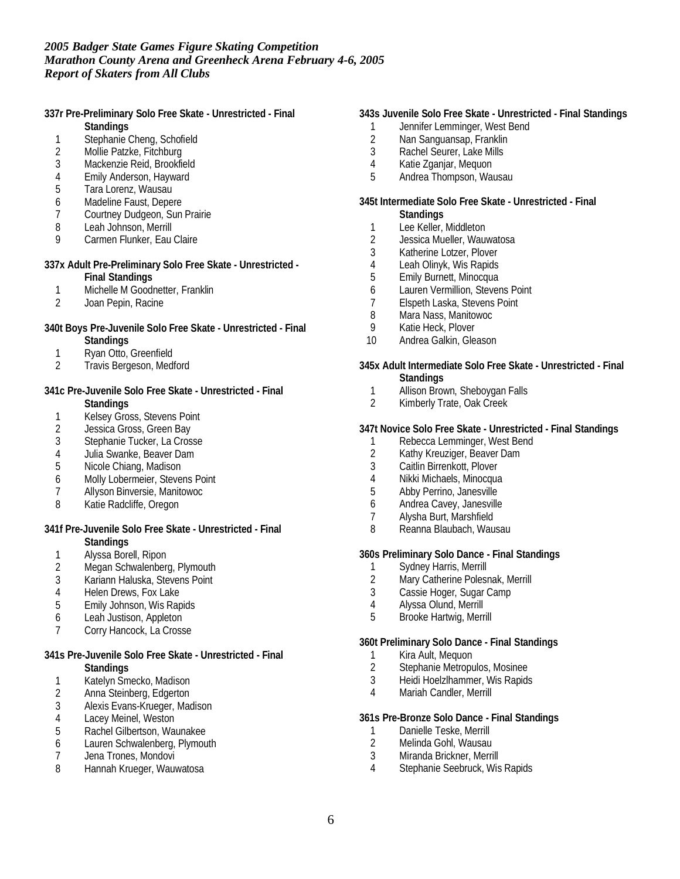*2005 Badger State Games Figure Skating Competition*
*Marathon County Arena and Greenheck Arena February 4-6, 2005*
*Report of Skaters from All Clubs*

**337r Pre-Preliminary Solo Free Skate - Unrestricted - Final Standings**

1. Stephanie Cheng, Schofield
2. Mollie Patzke, Fitchburg
3. Mackenzie Reid, Brookfield
4. Emily Anderson, Hayward
5. Tara Lorenz, Wausau
6. Madeline Faust, Depere
7. Courtney Dudgeon, Sun Prairie
8. Leah Johnson, Merrill
9. Carmen Flunker, Eau Claire

**337x Adult Pre-Preliminary Solo Free Skate - Unrestricted - Final Standings**

1. Michelle M Goodnetter, Franklin
2. Joan Pepin, Racine

**340t Boys Pre-Juvenile Solo Free Skate - Unrestricted - Final Standings**

1. Ryan Otto, Greenfield
2. Travis Bergeson, Medford

**341c Pre-Juvenile Solo Free Skate - Unrestricted - Final Standings**

1. Kelsey Gross, Stevens Point
2. Jessica Gross, Green Bay
3. Stephanie Tucker, La Crosse
4. Julia Swanke, Beaver Dam
5. Nicole Chiang, Madison
6. Molly Lobermeier, Stevens Point
7. Allyson Binversie, Manitowoc
8. Katie Radcliffe, Oregon

**341f Pre-Juvenile Solo Free Skate - Unrestricted - Final Standings**

1. Alyssa Borell, Ripon
2. Megan Schwalenberg, Plymouth
3. Kariann Haluska, Stevens Point
4. Helen Drews, Fox Lake
5. Emily Johnson, Wis Rapids
6. Leah Justison, Appleton
7. Corry Hancock, La Crosse

**341s Pre-Juvenile Solo Free Skate - Unrestricted - Final Standings**

1. Katelyn Smecko, Madison
2. Anna Steinberg, Edgerton
3. Alexis Evans-Krueger, Madison
4. Lacey Meinel, Weston
5. Rachel Gilbertson, Waunakee
6. Lauren Schwalenberg, Plymouth
7. Jena Trones, Mondovi
8. Hannah Krueger, Wauwatosa

**343s Juvenile Solo Free Skate - Unrestricted - Final Standings**

1. Jennifer Lemminger, West Bend
2. Nan Sanguansap, Franklin
3. Rachel Seurer, Lake Mills
4. Katie Zganjar, Mequon
5. Andrea Thompson, Wausau

**345t Intermediate Solo Free Skate - Unrestricted - Final Standings**

1. Lee Keller, Middleton
2. Jessica Mueller, Wauwatosa
3. Katherine Lotzer, Plover
4. Leah Olinyk, Wis Rapids
5. Emily Burnett, Minocqua
6. Lauren Vermillion, Stevens Point
7. Elspeth Laska, Stevens Point
8. Mara Nass, Manitowoc
9. Katie Heck, Plover
10. Andrea Galkin, Gleason

**345x Adult Intermediate Solo Free Skate - Unrestricted - Final Standings**

1. Allison Brown, Sheboygan Falls
2. Kimberly Trate, Oak Creek

**347t Novice Solo Free Skate - Unrestricted - Final Standings**

1. Rebecca Lemminger, West Bend
2. Kathy Kreuziger, Beaver Dam
3. Caitlin Birrenkott, Plover
4. Nikki Michaels, Minocqua
5. Abby Perrino, Janesville
6. Andrea Cavey, Janesville
7. Alysha Burt, Marshfield
8. Reanna Blaubach, Wausau

**360s Preliminary Solo Dance - Final Standings**

1. Sydney Harris, Merrill
2. Mary Catherine Polesnak, Merrill
3. Cassie Hoger, Sugar Camp
4. Alyssa Olund, Merrill
5. Brooke Hartwig, Merrill

**360t Preliminary Solo Dance - Final Standings**

1. Kira Ault, Mequon
2. Stephanie Metropulos, Mosinee
3. Heidi Hoelzlhammer, Wis Rapids
4. Mariah Candler, Merrill

**361s Pre-Bronze Solo Dance - Final Standings**

1. Danielle Teske, Merrill
2. Melinda Gohl, Wausau
3. Miranda Brickner, Merrill
4. Stephanie Seebruck, Wis Rapids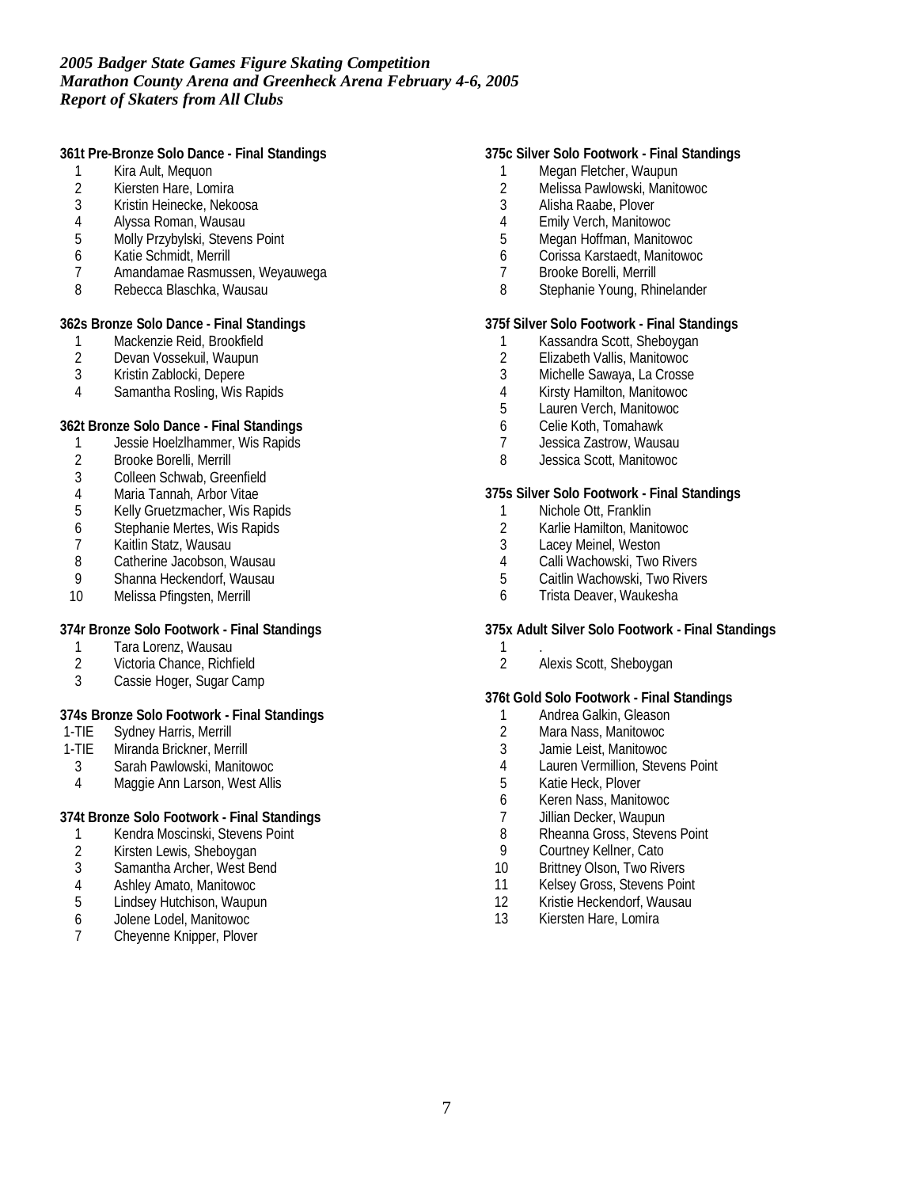*2005 Badger State Games Figure Skating Competition*
*Marathon County Arena and Greenheck Arena February 4-6, 2005*
*Report of Skaters from All Clubs*

**361t Pre-Bronze Solo Dance - Final Standings**

1 Kira Ault, Mequon
2 Kiersten Hare, Lomira
3 Kristin Heinecke, Nekoosa
4 Alyssa Roman, Wausau
5 Molly Przybylski, Stevens Point
6 Katie Schmidt, Merrill
7 Amandamae Rasmussen, Weyauwega
8 Rebecca Blaschka, Wausau

**362s Bronze Solo Dance - Final Standings**

1 Mackenzie Reid, Brookfield
2 Devan Vossekuil, Waupun
3 Kristin Zablocki, Depere
4 Samantha Rosling, Wis Rapids

**362t Bronze Solo Dance - Final Standings**

1 Jessie Hoelzlhammer, Wis Rapids
2 Brooke Borelli, Merrill
3 Colleen Schwab, Greenfield
4 Maria Tannah, Arbor Vitae
5 Kelly Gruetzmacher, Wis Rapids
6 Stephanie Mertes, Wis Rapids
7 Kaitlin Statz, Wausau
8 Catherine Jacobson, Wausau
9 Shanna Heckendorf, Wausau
10 Melissa Pfingsten, Merrill

**374r Bronze Solo Footwork - Final Standings**

1 Tara Lorenz, Wausau
2 Victoria Chance, Richfield
3 Cassie Hoger, Sugar Camp

**374s Bronze Solo Footwork - Final Standings**

1-TIE Sydney Harris, Merrill
1-TIE Miranda Brickner, Merrill
3 Sarah Pawlowski, Manitowoc
4 Maggie Ann Larson, West Allis

**374t Bronze Solo Footwork - Final Standings**

1 Kendra Moscinski, Stevens Point
2 Kirsten Lewis, Sheboygan
3 Samantha Archer, West Bend
4 Ashley Amato, Manitowoc
5 Lindsey Hutchison, Waupun
6 Jolene Lodel, Manitowoc
7 Cheyenne Knipper, Plover

**375c Silver Solo Footwork - Final Standings**

1 Megan Fletcher, Waupun
2 Melissa Pawlowski, Manitowoc
3 Alisha Raabe, Plover
4 Emily Verch, Manitowoc
5 Megan Hoffman, Manitowoc
6 Corissa Karstaedt, Manitowoc
7 Brooke Borelli, Merrill
8 Stephanie Young, Rhinelander

**375f Silver Solo Footwork - Final Standings**

1 Kassandra Scott, Sheboygan
2 Elizabeth Vallis, Manitowoc
3 Michelle Sawaya, La Crosse
4 Kirsty Hamilton, Manitowoc
5 Lauren Verch, Manitowoc
6 Celie Koth, Tomahawk
7 Jessica Zastrow, Wausau
8 Jessica Scott, Manitowoc

**375s Silver Solo Footwork - Final Standings**

1 Nichole Ott, Franklin
2 Karlie Hamilton, Manitowoc
3 Lacey Meinel, Weston
4 Calli Wachowski, Two Rivers
5 Caitlin Wachowski, Two Rivers
6 Trista Deaver, Waukesha

**375x Adult Silver Solo Footwork - Final Standings**

1 .
2 Alexis Scott, Sheboygan

**376t Gold Solo Footwork - Final Standings**

1 Andrea Galkin, Gleason
2 Mara Nass, Manitowoc
3 Jamie Leist, Manitowoc
4 Lauren Vermillion, Stevens Point
5 Katie Heck, Plover
6 Keren Nass, Manitowoc
7 Jillian Decker, Waupun
8 Rheanna Gross, Stevens Point
9 Courtney Kellner, Cato
10 Brittney Olson, Two Rivers
11 Kelsey Gross, Stevens Point
12 Kristie Heckendorf, Wausau
13 Kiersten Hare, Lomira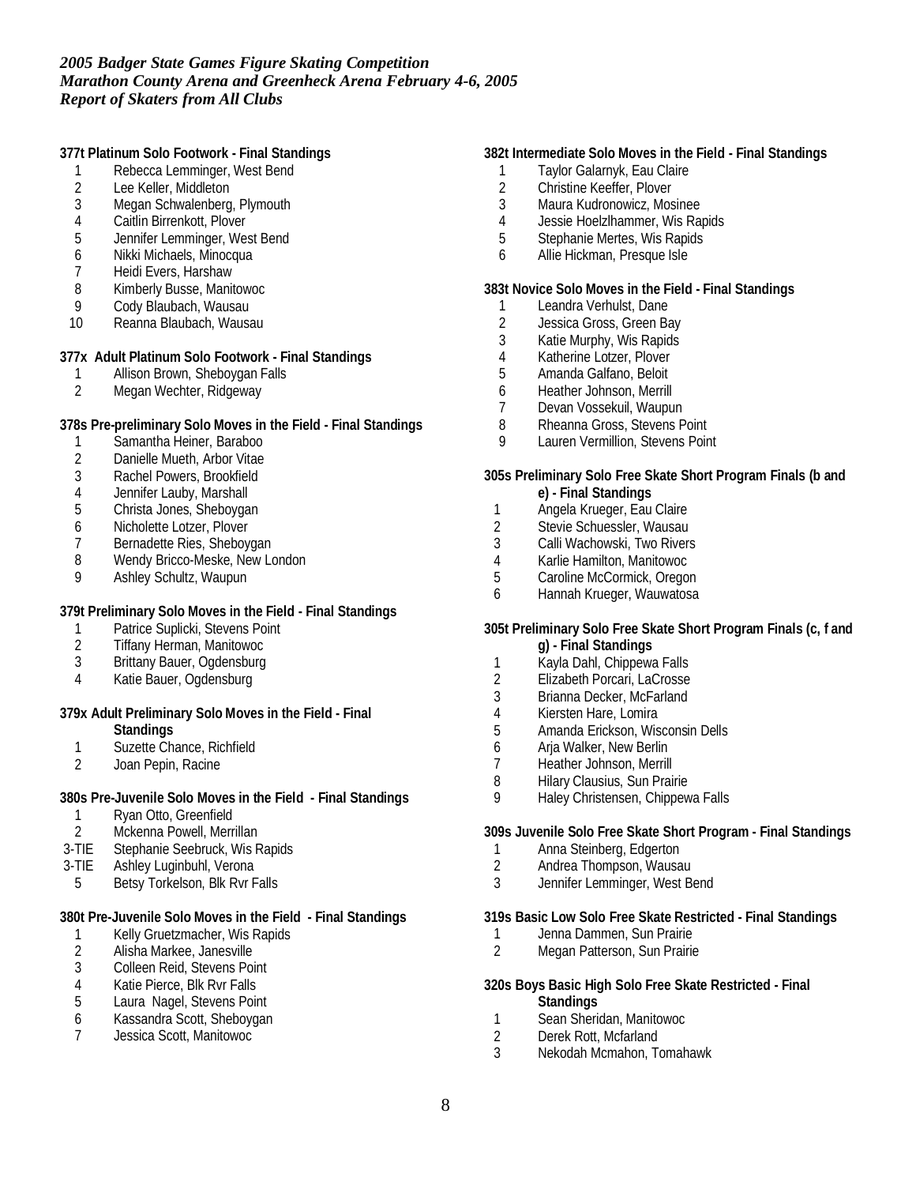*2005 Badger State Games Figure Skating Competition*
*Marathon County Arena and Greenheck Arena February 4-6, 2005*
*Report of Skaters from All Clubs*

**377t Platinum Solo Footwork - Final Standings**

1 Rebecca Lemminger, West Bend
2 Lee Keller, Middleton
3 Megan Schwalenberg, Plymouth
4 Caitlin Birrenkott, Plover
5 Jennifer Lemminger, West Bend
6 Nikki Michaels, Minocqua
7 Heidi Evers, Harshaw
8 Kimberly Busse, Manitowoc
9 Cody Blaubach, Wausau
10 Reanna Blaubach, Wausau

**377x Adult Platinum Solo Footwork - Final Standings**

1 Allison Brown, Sheboygan Falls
2 Megan Wechter, Ridgeway

**378s Pre-preliminary Solo Moves in the Field - Final Standings**

1 Samantha Heiner, Baraboo
2 Danielle Mueth, Arbor Vitae
3 Rachel Powers, Brookfield
4 Jennifer Lauby, Marshall
5 Christa Jones, Sheboygan
6 Nicholette Lotzer, Plover
7 Bernadette Ries, Sheboygan
8 Wendy Bricco-Meske, New London
9 Ashley Schultz, Waupun

**379t Preliminary Solo Moves in the Field - Final Standings**

1 Patrice Suplicki, Stevens Point
2 Tiffany Herman, Manitowoc
3 Brittany Bauer, Ogdensburg
4 Katie Bauer, Ogdensburg

**379x Adult Preliminary Solo Moves in the Field - Final Standings**

1 Suzette Chance, Richfield
2 Joan Pepin, Racine

**380s Pre-Juvenile Solo Moves in the Field - Final Standings**

1 Ryan Otto, Greenfield
2 Mckenna Powell, Merrillan
3-TIE Stephanie Seebruck, Wis Rapids
3-TIE Ashley Luginbuhl, Verona
5 Betsy Torkelson, Blk Rvr Falls

**380t Pre-Juvenile Solo Moves in the Field - Final Standings**

1 Kelly Gruetzmacher, Wis Rapids
2 Alisha Markee, Janesville
3 Colleen Reid, Stevens Point
4 Katie Pierce, Blk Rvr Falls
5 Laura Nagel, Stevens Point
6 Kassandra Scott, Sheboygan
7 Jessica Scott, Manitowoc

**382t Intermediate Solo Moves in the Field - Final Standings**

1 Taylor Galarnyk, Eau Claire
2 Christine Keeffer, Plover
3 Maura Kudronowicz, Mosinee
4 Jessie Hoelzlhammer, Wis Rapids
5 Stephanie Mertes, Wis Rapids
6 Allie Hickman, Presque Isle

**383t Novice Solo Moves in the Field - Final Standings**

1 Leandra Verhulst, Dane
2 Jessica Gross, Green Bay
3 Katie Murphy, Wis Rapids
4 Katherine Lotzer, Plover
5 Amanda Galfano, Beloit
6 Heather Johnson, Merrill
7 Devan Vossekuil, Waupun
8 Rheanna Gross, Stevens Point
9 Lauren Vermillion, Stevens Point

**305s Preliminary Solo Free Skate Short Program Finals (b and e) - Final Standings**

1 Angela Krueger, Eau Claire
2 Stevie Schuessler, Wausau
3 Calli Wachowski, Two Rivers
4 Karlie Hamilton, Manitowoc
5 Caroline McCormick, Oregon
6 Hannah Krueger, Wauwatosa

**305t Preliminary Solo Free Skate Short Program Finals (c, f and g) - Final Standings**

1 Kayla Dahl, Chippewa Falls
2 Elizabeth Porcari, LaCrosse
3 Brianna Decker, McFarland
4 Kiersten Hare, Lomira
5 Amanda Erickson, Wisconsin Dells
6 Arja Walker, New Berlin
7 Heather Johnson, Merrill
8 Hilary Clausius, Sun Prairie
9 Haley Christensen, Chippewa Falls

**309s Juvenile Solo Free Skate Short Program - Final Standings**

1 Anna Steinberg, Edgerton
2 Andrea Thompson, Wausau
3 Jennifer Lemminger, West Bend

**319s Basic Low Solo Free Skate Restricted - Final Standings**

1 Jenna Dammen, Sun Prairie
2 Megan Patterson, Sun Prairie

**320s Boys Basic High Solo Free Skate Restricted - Final Standings**

1 Sean Sheridan, Manitowoc
2 Derek Rott, Mcfarland
3 Nekodah Mcmahon, Tomahawk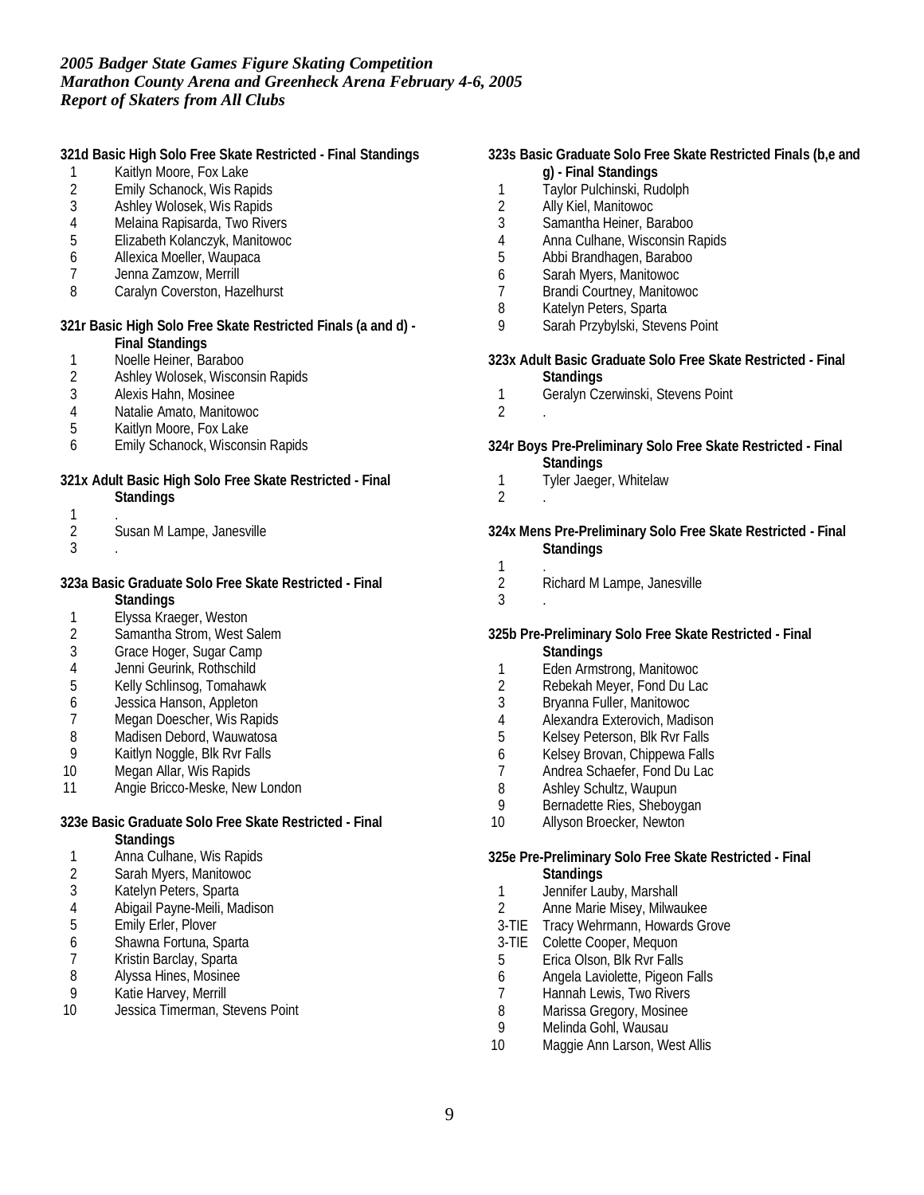*2005 Badger State Games Figure Skating Competition*
*Marathon County Arena and Greenheck Arena February 4-6, 2005*
*Report of Skaters from All Clubs*

**321d Basic High Solo Free Skate Restricted - Final Standings**

1 Kaitlyn Moore, Fox Lake
2 Emily Schanock, Wis Rapids
3 Ashley Wolosek, Wis Rapids
4 Melaina Rapisarda, Two Rivers
5 Elizabeth Kolanczyk, Manitowoc
6 Allexica Moeller, Waupaca
7 Jenna Zamzow, Merrill
8 Caralyn Coverston, Hazelhurst

**321r Basic High Solo Free Skate Restricted Finals (a and d) - Final Standings**

1 Noelle Heiner, Baraboo
2 Ashley Wolosek, Wisconsin Rapids
3 Alexis Hahn, Mosinee
4 Natalie Amato, Manitowoc
5 Kaitlyn Moore, Fox Lake
6 Emily Schanock, Wisconsin Rapids

**321x Adult Basic High Solo Free Skate Restricted - Final Standings**

1 .
2 Susan M Lampe, Janesville
3 .

**323a Basic Graduate Solo Free Skate Restricted - Final Standings**

1 Elyssa Kraeger, Weston
2 Samantha Strom, West Salem
3 Grace Hoger, Sugar Camp
4 Jenni Geurink, Rothschild
5 Kelly Schlinsog, Tomahawk
6 Jessica Hanson, Appleton
7 Megan Doescher, Wis Rapids
8 Madisen Debord, Wauwatosa
9 Kaitlyn Noggle, Blk Rvr Falls
10 Megan Allar, Wis Rapids
11 Angie Bricco-Meske, New London

**323e Basic Graduate Solo Free Skate Restricted - Final Standings**

1 Anna Culhane, Wis Rapids
2 Sarah Myers, Manitowoc
3 Katelyn Peters, Sparta
4 Abigail Payne-Meili, Madison
5 Emily Erler, Plover
6 Shawna Fortuna, Sparta
7 Kristin Barclay, Sparta
8 Alyssa Hines, Mosinee
9 Katie Harvey, Merrill
10 Jessica Timerman, Stevens Point

**323s Basic Graduate Solo Free Skate Restricted Finals (b,e and g) - Final Standings**

1 Taylor Pulchinski, Rudolph
2 Ally Kiel, Manitowoc
3 Samantha Heiner, Baraboo
4 Anna Culhane, Wisconsin Rapids
5 Abbi Brandhagen, Baraboo
6 Sarah Myers, Manitowoc
7 Brandi Courtney, Manitowoc
8 Katelyn Peters, Sparta
9 Sarah Przybylski, Stevens Point

**323x Adult Basic Graduate Solo Free Skate Restricted - Final Standings**

1 Geralyn Czerwinski, Stevens Point
2 .

**324r Boys Pre-Preliminary Solo Free Skate Restricted - Final Standings**

1 Tyler Jaeger, Whitelaw
2 .

**324x Mens Pre-Preliminary Solo Free Skate Restricted - Final Standings**

1 .
2 Richard M Lampe, Janesville
3 .

**325b Pre-Preliminary Solo Free Skate Restricted - Final Standings**

1 Eden Armstrong, Manitowoc
2 Rebekah Meyer, Fond Du Lac
3 Bryanna Fuller, Manitowoc
4 Alexandra Exterovich, Madison
5 Kelsey Peterson, Blk Rvr Falls
6 Kelsey Brovan, Chippewa Falls
7 Andrea Schaefer, Fond Du Lac
8 Ashley Schultz, Waupun
9 Bernadette Ries, Sheboygan
10 Allyson Broecker, Newton

**325e Pre-Preliminary Solo Free Skate Restricted - Final Standings**

1 Jennifer Lauby, Marshall
2 Anne Marie Misey, Milwaukee
3-TIE Tracy Wehrmann, Howards Grove
3-TIE Colette Cooper, Mequon
5 Erica Olson, Blk Rvr Falls
6 Angela Laviolette, Pigeon Falls
7 Hannah Lewis, Two Rivers
8 Marissa Gregory, Mosinee
9 Melinda Gohl, Wausau
10 Maggie Ann Larson, West Allis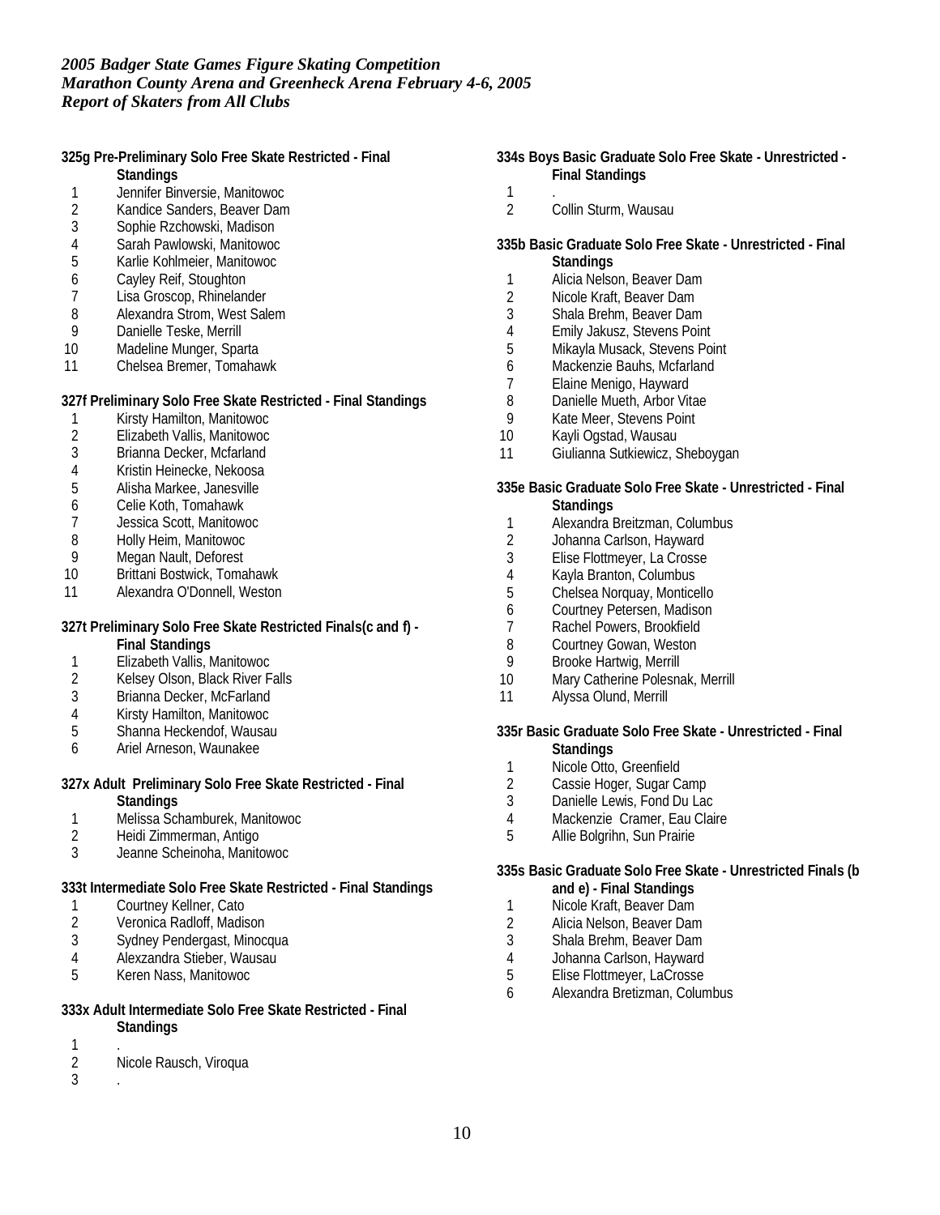*2005 Badger State Games Figure Skating Competition*
*Marathon County Arena and Greenheck Arena February 4-6, 2005*
*Report of Skaters from All Clubs*

**325g Pre-Preliminary Solo Free Skate Restricted - Final Standings**

1. Jennifer Binversie, Manitowoc
2. Kandice Sanders, Beaver Dam
3. Sophie Rzchowski, Madison
4. Sarah Pawlowski, Manitowoc
5. Karlie Kohlmeier, Manitowoc
6. Cayley Reif, Stoughton
7. Lisa Groscop, Rhinelander
8. Alexandra Strom, West Salem
9. Danielle Teske, Merrill
10. Madeline Munger, Sparta
11. Chelsea Bremer, Tomahawk

**327f Preliminary Solo Free Skate Restricted - Final Standings**

1. Kirsty Hamilton, Manitowoc
2. Elizabeth Vallis, Manitowoc
3. Brianna Decker, Mcfarland
4. Kristin Heinecke, Nekoosa
5. Alisha Markee, Janesville
6. Celie Koth, Tomahawk
7. Jessica Scott, Manitowoc
8. Holly Heim, Manitowoc
9. Megan Nault, Deforest
10. Brittani Bostwick, Tomahawk
11. Alexandra O'Donnell, Weston

**327t Preliminary Solo Free Skate Restricted Finals(c and f) - Final Standings**

1. Elizabeth Vallis, Manitowoc
2. Kelsey Olson, Black River Falls
3. Brianna Decker, McFarland
4. Kirsty Hamilton, Manitowoc
5. Shanna Heckendof, Wausau
6. Ariel Arneson, Waunakee

**327x Adult Preliminary Solo Free Skate Restricted - Final Standings**

1. Melissa Schamburek, Manitowoc
2. Heidi Zimmerman, Antigo
3. Jeanne Scheinoha, Manitowoc

**333t Intermediate Solo Free Skate Restricted - Final Standings**

1. Courtney Kellner, Cato
2. Veronica Radloff, Madison
3. Sydney Pendergast, Minocqua
4. Alexzandra Stieber, Wausau
5. Keren Nass, Manitowoc

**333x Adult Intermediate Solo Free Skate Restricted - Final Standings**

1. .
2. Nicole Rausch, Viroqua
3. .

**334s Boys Basic Graduate Solo Free Skate - Unrestricted - Final Standings**

1. .
2. Collin Sturm, Wausau

**335b Basic Graduate Solo Free Skate - Unrestricted - Final Standings**

1. Alicia Nelson, Beaver Dam
2. Nicole Kraft, Beaver Dam
3. Shala Brehm, Beaver Dam
4. Emily Jakusz, Stevens Point
5. Mikayla Musack, Stevens Point
6. Mackenzie Bauhs, Mcfarland
7. Elaine Menigo, Hayward
8. Danielle Mueth, Arbor Vitae
9. Kate Meer, Stevens Point
10. Kayli Ogstad, Wausau
11. Giulianna Sutkiewicz, Sheboygan

**335e Basic Graduate Solo Free Skate - Unrestricted - Final Standings**

1. Alexandra Breitzman, Columbus
2. Johanna Carlson, Hayward
3. Elise Flottmeyer, La Crosse
4. Kayla Branton, Columbus
5. Chelsea Norquay, Monticello
6. Courtney Petersen, Madison
7. Rachel Powers, Brookfield
8. Courtney Gowan, Weston
9. Brooke Hartwig, Merrill
10. Mary Catherine Polesnak, Merrill
11. Alyssa Olund, Merrill

**335r Basic Graduate Solo Free Skate - Unrestricted - Final Standings**

1. Nicole Otto, Greenfield
2. Cassie Hoger, Sugar Camp
3. Danielle Lewis, Fond Du Lac
4. Mackenzie Cramer, Eau Claire
5. Allie Bolgrihn, Sun Prairie

**335s Basic Graduate Solo Free Skate - Unrestricted Finals (b and e) - Final Standings**

1. Nicole Kraft, Beaver Dam
2. Alicia Nelson, Beaver Dam
3. Shala Brehm, Beaver Dam
4. Johanna Carlson, Hayward
5. Elise Flottmeyer, LaCrosse
6. Alexandra Bretizman, Columbus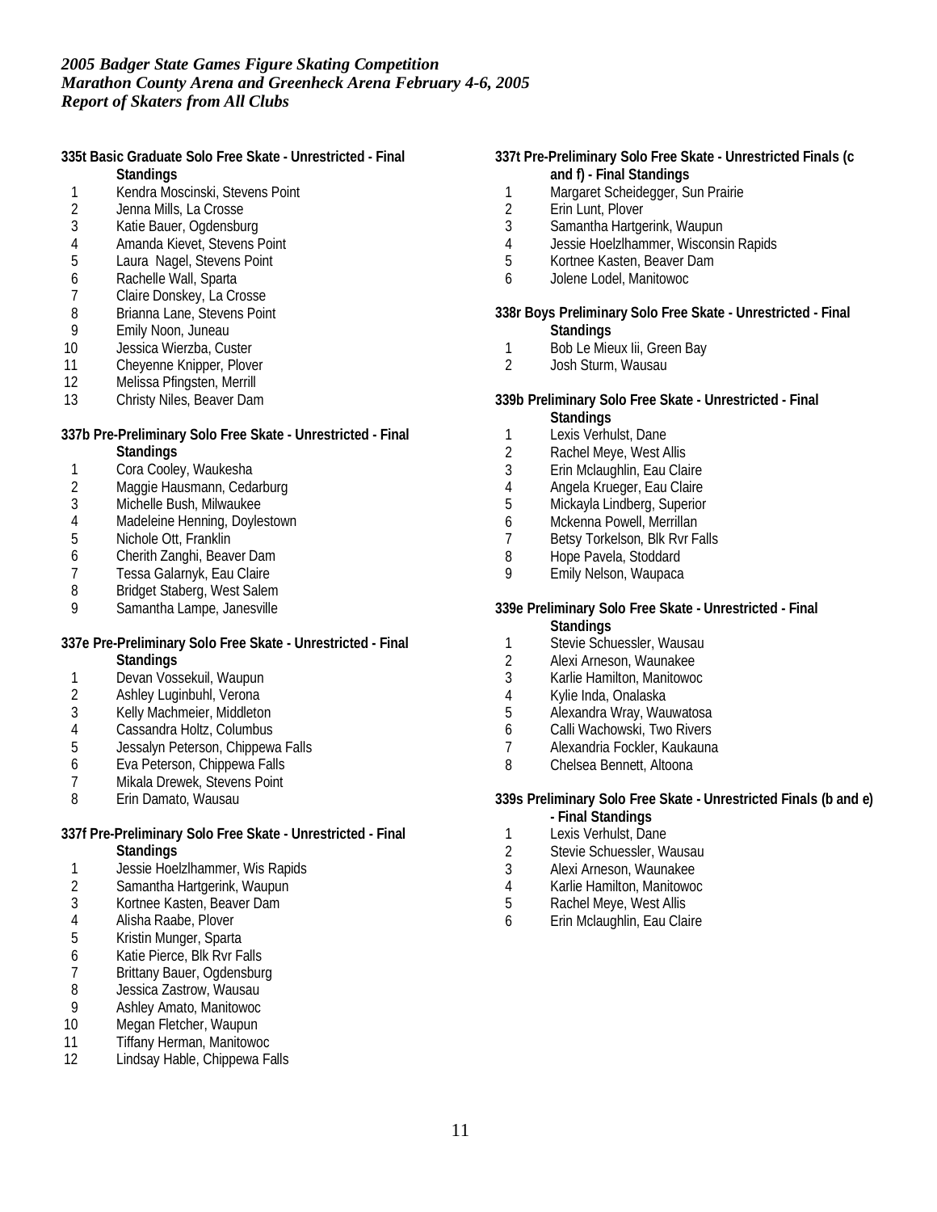*2005 Badger State Games Figure Skating Competition*
*Marathon County Arena and Greenheck Arena February 4-6, 2005*
*Report of Skaters from All Clubs*

**335t Basic Graduate Solo Free Skate - Unrestricted - Final Standings**

1. Kendra Moscinski, Stevens Point
2. Jenna Mills, La Crosse
3. Katie Bauer, Ogdensburg
4. Amanda Kievet, Stevens Point
5. Laura Nagel, Stevens Point
6. Rachelle Wall, Sparta
7. Claire Donskey, La Crosse
8. Brianna Lane, Stevens Point
9. Emily Noon, Juneau
10. Jessica Wierzba, Custer
11. Cheyenne Knipper, Plover
12. Melissa Pfingsten, Merrill
13. Christy Niles, Beaver Dam

**337b Pre-Preliminary Solo Free Skate - Unrestricted - Final Standings**

1. Cora Cooley, Waukesha
2. Maggie Hausmann, Cedarburg
3. Michelle Bush, Milwaukee
4. Madeleine Henning, Doylestown
5. Nichole Ott, Franklin
6. Cherith Zanghi, Beaver Dam
7. Tessa Galarnyk, Eau Claire
8. Bridget Staberg, West Salem
9. Samantha Lampe, Janesville

**337e Pre-Preliminary Solo Free Skate - Unrestricted - Final Standings**

1. Devan Vossekuil, Waupun
2. Ashley Luginbuhl, Verona
3. Kelly Machmeier, Middleton
4. Cassandra Holtz, Columbus
5. Jessalyn Peterson, Chippewa Falls
6. Eva Peterson, Chippewa Falls
7. Mikala Drewek, Stevens Point
8. Erin Damato, Wausau

**337f Pre-Preliminary Solo Free Skate - Unrestricted - Final Standings**

1. Jessie Hoelzlhammer, Wis Rapids
2. Samantha Hartgerink, Waupun
3. Kortnee Kasten, Beaver Dam
4. Alisha Raabe, Plover
5. Kristin Munger, Sparta
6. Katie Pierce, Blk Rvr Falls
7. Brittany Bauer, Ogdensburg
8. Jessica Zastrow, Wausau
9. Ashley Amato, Manitowoc
10. Megan Fletcher, Waupun
11. Tiffany Herman, Manitowoc
12. Lindsay Hable, Chippewa Falls

**337t Pre-Preliminary Solo Free Skate - Unrestricted Finals (c and f) - Final Standings**

1. Margaret Scheidegger, Sun Prairie
2. Erin Lunt, Plover
3. Samantha Hartgerink, Waupun
4. Jessie Hoelzlhammer, Wisconsin Rapids
5. Kortnee Kasten, Beaver Dam
6. Jolene Lodel, Manitowoc

**338r Boys Preliminary Solo Free Skate - Unrestricted - Final Standings**

1. Bob Le Mieux Iii, Green Bay
2. Josh Sturm, Wausau

**339b Preliminary Solo Free Skate - Unrestricted - Final Standings**

1. Lexis Verhulst, Dane
2. Rachel Meye, West Allis
3. Erin Mclaughlin, Eau Claire
4. Angela Krueger, Eau Claire
5. Mickayla Lindberg, Superior
6. Mckenna Powell, Merrillan
7. Betsy Torkelson, Blk Rvr Falls
8. Hope Pavela, Stoddard
9. Emily Nelson, Waupaca

**339e Preliminary Solo Free Skate - Unrestricted - Final Standings**

1. Stevie Schuessler, Wausau
2. Alexi Arneson, Waunakee
3. Karlie Hamilton, Manitowoc
4. Kylie Inda, Onalaska
5. Alexandra Wray, Wauwatosa
6. Calli Wachowski, Two Rivers
7. Alexandria Fockler, Kaukauna
8. Chelsea Bennett, Altoona

**339s Preliminary Solo Free Skate - Unrestricted Finals (b and e) - Final Standings**

1. Lexis Verhulst, Dane
2. Stevie Schuessler, Wausau
3. Alexi Arneson, Waunakee
4. Karlie Hamilton, Manitowoc
5. Rachel Meye, West Allis
6. Erin Mclaughlin, Eau Claire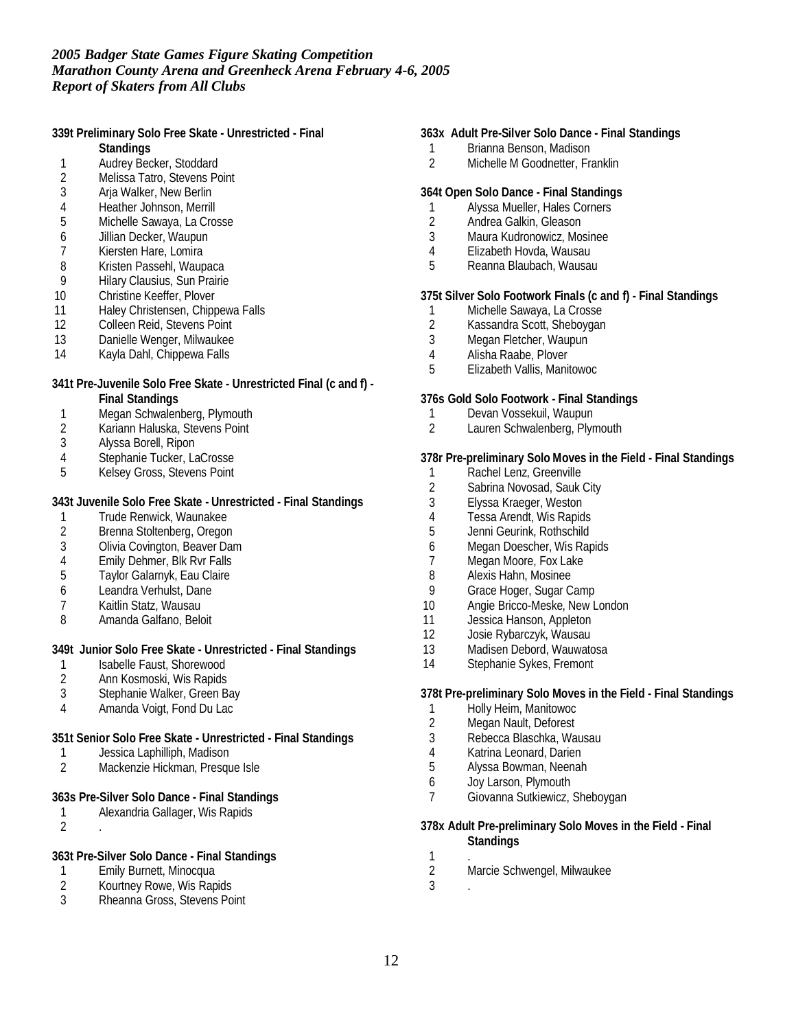### 339t Preliminary Solo Free Skate - Unrestricted - Final Standings

1 Audrey Becker, Stoddard
2 Melissa Tatro, Stevens Point
3 Arja Walker, New Berlin
4 Heather Johnson, Merrill
5 Michelle Sawaya, La Crosse
6 Jillian Decker, Waupun
7 Kiersten Hare, Lomira
8 Kristen Passehl, Waupaca
9 Hilary Clausius, Sun Prairie
10 Christine Keeffer, Plover
11 Haley Christensen, Chippewa Falls
12 Colleen Reid, Stevens Point
13 Danielle Wenger, Milwaukee
14 Kayla Dahl, Chippewa Falls

### 341t Pre-Juvenile Solo Free Skate - Unrestricted Final (c and f) - Final Standings

1 Megan Schwalenberg, Plymouth
2 Kariann Haluska, Stevens Point
3 Alyssa Borell, Ripon
4 Stephanie Tucker, LaCrosse
5 Kelsey Gross, Stevens Point

### 343t Juvenile Solo Free Skate - Unrestricted - Final Standings

1 Trude Renwick, Waunakee
2 Brenna Stoltenberg, Oregon
3 Olivia Covington, Beaver Dam
4 Emily Dehmer, Blk Rvr Falls
5 Taylor Galarnyk, Eau Claire
6 Leandra Verhulst, Dane
7 Kaitlin Statz, Wausau
8 Amanda Galfano, Beloit

### 349t Junior Solo Free Skate - Unrestricted - Final Standings

1 Isabelle Faust, Shorewood
2 Ann Kosmoski, Wis Rapids
3 Stephanie Walker, Green Bay
4 Amanda Voigt, Fond Du Lac

### 351t Senior Solo Free Skate - Unrestricted - Final Standings

1 Jessica Laphilliph, Madison
2 Mackenzie Hickman, Presque Isle

### 363s Pre-Silver Solo Dance - Final Standings

1 Alexandria Gallager, Wis Rapids
2 .

### 363t Pre-Silver Solo Dance - Final Standings

1 Emily Burnett, Minocqua
2 Kourtney Rowe, Wis Rapids
3 Rheanna Gross, Stevens Point

### 363x Adult Pre-Silver Solo Dance - Final Standings

1 Brianna Benson, Madison
2 Michelle M Goodnetter, Franklin

### 364t Open Solo Dance - Final Standings

1 Alyssa Mueller, Hales Corners
2 Andrea Galkin, Gleason
3 Maura Kudronowicz, Mosinee
4 Elizabeth Hovda, Wausau
5 Reanna Blaubach, Wausau

### 375t Silver Solo Footwork Finals (c and f) - Final Standings

1 Michelle Sawaya, La Crosse
2 Kassandra Scott, Sheboygan
3 Megan Fletcher, Waupun
4 Alisha Raabe, Plover
5 Elizabeth Vallis, Manitowoc

### 376s Gold Solo Footwork - Final Standings

1 Devan Vossekuil, Waupun
2 Lauren Schwalenberg, Plymouth

### 378r Pre-preliminary Solo Moves in the Field - Final Standings

1 Rachel Lenz, Greenville
2 Sabrina Novosad, Sauk City
3 Elyssa Kraeger, Weston
4 Tessa Arendt, Wis Rapids
5 Jenni Geurink, Rothschild
6 Megan Doescher, Wis Rapids
7 Megan Moore, Fox Lake
8 Alexis Hahn, Mosinee
9 Grace Hoger, Sugar Camp
10 Angie Bricco-Meske, New London
11 Jessica Hanson, Appleton
12 Josie Rybarczyk, Wausau
13 Madisen Debord, Wauwatosa
14 Stephanie Sykes, Fremont

### 378t Pre-preliminary Solo Moves in the Field - Final Standings

1 Holly Heim, Manitowoc
2 Megan Nault, Deforest
3 Rebecca Blaschka, Wausau
4 Katrina Leonard, Darien
5 Alyssa Bowman, Neenah
6 Joy Larson, Plymouth
7 Giovanna Sutkiewicz, Sheboygan

### 378x Adult Pre-preliminary Solo Moves in the Field - Final Standings

1 .
2 Marcie Schwengel, Milwaukee
3 .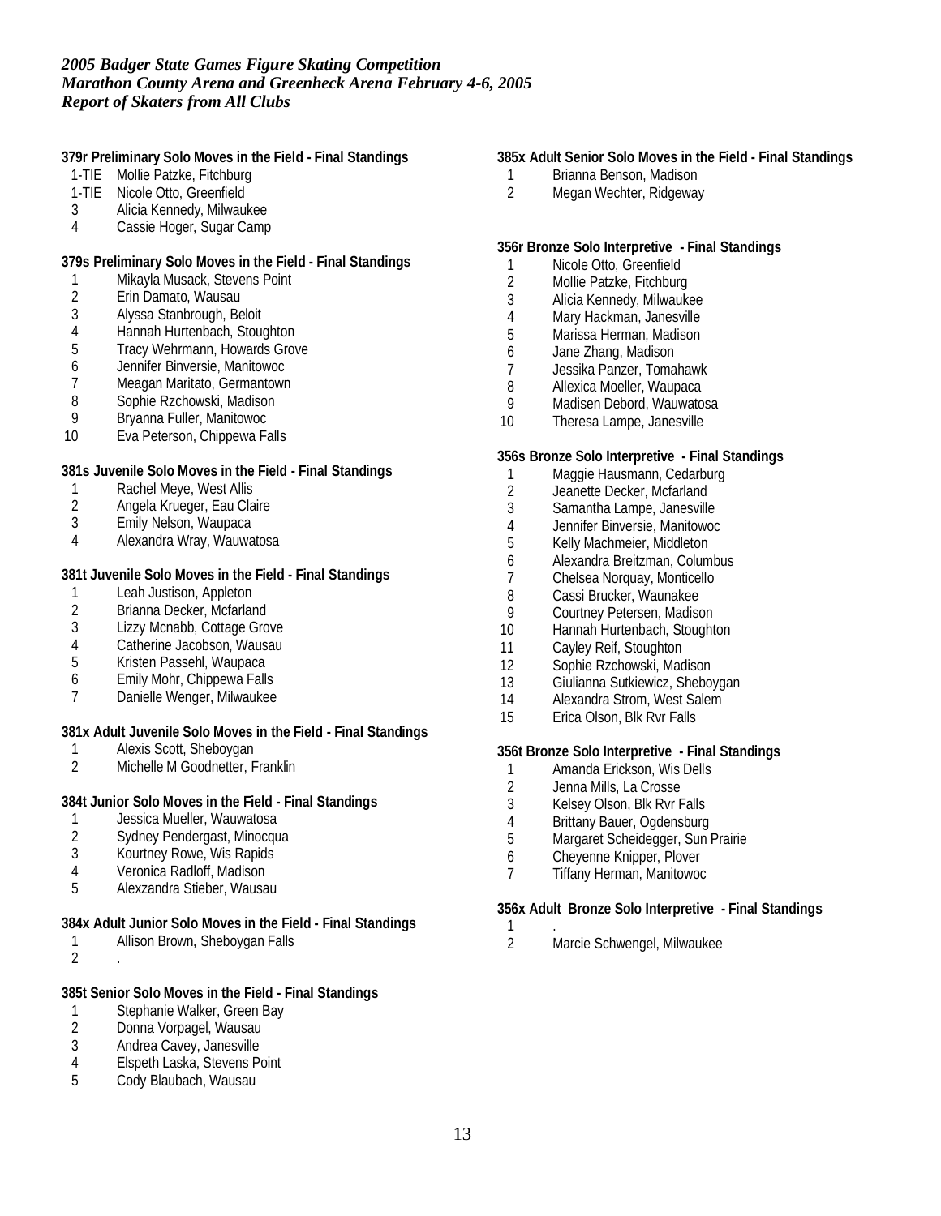*2005 Badger State Games Figure Skating Competition*
*Marathon County Arena and Greenheck Arena February 4-6, 2005*
*Report of Skaters from All Clubs*

**379r Preliminary Solo Moves in the Field - Final Standings**

1-TIE Mollie Patzke, Fitchburg
1-TIE Nicole Otto, Greenfield
3 Alicia Kennedy, Milwaukee
4 Cassie Hoger, Sugar Camp

**379s Preliminary Solo Moves in the Field - Final Standings**

1 Mikayla Musack, Stevens Point
2 Erin Damato, Wausau
3 Alyssa Stanbrough, Beloit
4 Hannah Hurtenbach, Stoughton
5 Tracy Wehrmann, Howards Grove
6 Jennifer Binversie, Manitowoc
7 Meagan Maritato, Germantown
8 Sophie Rzchowski, Madison
9 Bryanna Fuller, Manitowoc
10 Eva Peterson, Chippewa Falls

**381s Juvenile Solo Moves in the Field - Final Standings**

1 Rachel Meye, West Allis
2 Angela Krueger, Eau Claire
3 Emily Nelson, Waupaca
4 Alexandra Wray, Wauwatosa

**381t Juvenile Solo Moves in the Field - Final Standings**

1 Leah Justison, Appleton
2 Brianna Decker, Mcfarland
3 Lizzy Mcnabb, Cottage Grove
4 Catherine Jacobson, Wausau
5 Kristen Passehl, Waupaca
6 Emily Mohr, Chippewa Falls
7 Danielle Wenger, Milwaukee

**381x Adult Juvenile Solo Moves in the Field - Final Standings**

1 Alexis Scott, Sheboygan
2 Michelle M Goodnetter, Franklin

**384t Junior Solo Moves in the Field - Final Standings**

1 Jessica Mueller, Wauwatosa
2 Sydney Pendergast, Minocqua
3 Kourtney Rowe, Wis Rapids
4 Veronica Radloff, Madison
5 Alexzandra Stieber, Wausau

**384x Adult Junior Solo Moves in the Field - Final Standings**

1 Allison Brown, Sheboygan Falls
2 .

**385t Senior Solo Moves in the Field - Final Standings**

1 Stephanie Walker, Green Bay
2 Donna Vorpagel, Wausau
3 Andrea Cavey, Janesville
4 Elspeth Laska, Stevens Point
5 Cody Blaubach, Wausau

**385x Adult Senior Solo Moves in the Field - Final Standings**

1 Brianna Benson, Madison
2 Megan Wechter, Ridgeway

**356r Bronze Solo Interpretive - Final Standings**

1 Nicole Otto, Greenfield
2 Mollie Patzke, Fitchburg
3 Alicia Kennedy, Milwaukee
4 Mary Hackman, Janesville
5 Marissa Herman, Madison
6 Jane Zhang, Madison
7 Jessika Panzer, Tomahawk
8 Allexica Moeller, Waupaca
9 Madisen Debord, Wauwatosa
10 Theresa Lampe, Janesville

**356s Bronze Solo Interpretive - Final Standings**

1 Maggie Hausmann, Cedarburg
2 Jeanette Decker, Mcfarland
3 Samantha Lampe, Janesville
4 Jennifer Binversie, Manitowoc
5 Kelly Machmeier, Middleton
6 Alexandra Breitzman, Columbus
7 Chelsea Norquay, Monticello
8 Cassi Brucker, Waunakee
9 Courtney Petersen, Madison
10 Hannah Hurtenbach, Stoughton
11 Cayley Reif, Stoughton
12 Sophie Rzchowski, Madison
13 Giulianna Sutkiewicz, Sheboygan
14 Alexandra Strom, West Salem
15 Erica Olson, Blk Rvr Falls

**356t Bronze Solo Interpretive - Final Standings**

1 Amanda Erickson, Wis Dells
2 Jenna Mills, La Crosse
3 Kelsey Olson, Blk Rvr Falls
4 Brittany Bauer, Ogdensburg
5 Margaret Scheidegger, Sun Prairie
6 Cheyenne Knipper, Plover
7 Tiffany Herman, Manitowoc

**356x Adult Bronze Solo Interpretive - Final Standings**

1 .
2 Marcie Schwengel, Milwaukee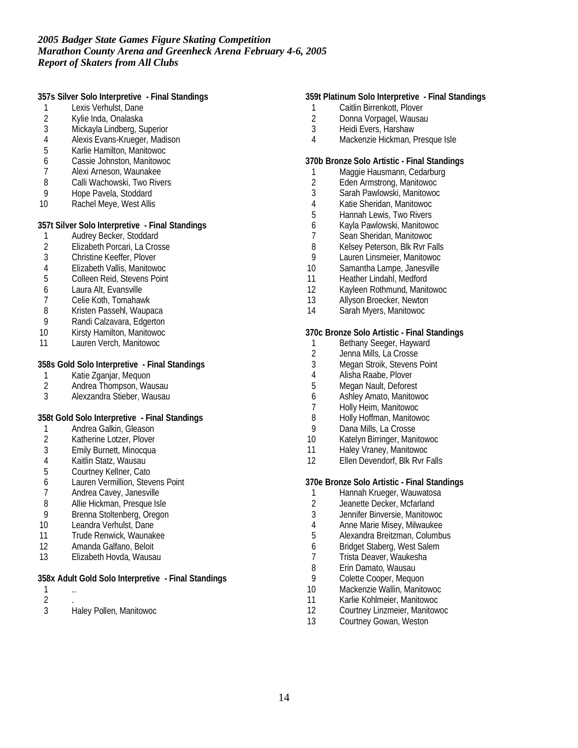*2005 Badger State Games Figure Skating Competition*
*Marathon County Arena and Greenheck Arena February 4-6, 2005*
*Report of Skaters from All Clubs*

**357s Silver Solo Interpretive - Final Standings**

1 Lexis Verhulst, Dane
2 Kylie Inda, Onalaska
3 Mickayla Lindberg, Superior
4 Alexis Evans-Krueger, Madison
5 Karlie Hamilton, Manitowoc
6 Cassie Johnston, Manitowoc
7 Alexi Arneson, Waunakee
8 Calli Wachowski, Two Rivers
9 Hope Pavela, Stoddard
10 Rachel Meye, West Allis

**357t Silver Solo Interpretive - Final Standings**

1 Audrey Becker, Stoddard
2 Elizabeth Porcari, La Crosse
3 Christine Keeffer, Plover
4 Elizabeth Vallis, Manitowoc
5 Colleen Reid, Stevens Point
6 Laura Alt, Evansville
7 Celie Koth, Tomahawk
8 Kristen Passehl, Waupaca
9 Randi Calzavara, Edgerton
10 Kirsty Hamilton, Manitowoc
11 Lauren Verch, Manitowoc

**358s Gold Solo Interpretive - Final Standings**

1 Katie Zganjar, Mequon
2 Andrea Thompson, Wausau
3 Alexzandra Stieber, Wausau

**358t Gold Solo Interpretive - Final Standings**

1 Andrea Galkin, Gleason
2 Katherine Lotzer, Plover
3 Emily Burnett, Minocqua
4 Kaitlin Statz, Wausau
5 Courtney Kellner, Cato
6 Lauren Vermillion, Stevens Point
7 Andrea Cavey, Janesville
8 Allie Hickman, Presque Isle
9 Brenna Stoltenberg, Oregon
10 Leandra Verhulst, Dane
11 Trude Renwick, Waunakee
12 Amanda Galfano, Beloit
13 Elizabeth Hovda, Wausau

**358x Adult Gold Solo Interpretive - Final Standings**

1 ..
2 .
3 Haley Pollen, Manitowoc

**359t Platinum Solo Interpretive - Final Standings**

1 Caitlin Birrenkott, Plover
2 Donna Vorpagel, Wausau
3 Heidi Evers, Harshaw
4 Mackenzie Hickman, Presque Isle

**370b Bronze Solo Artistic - Final Standings**

1 Maggie Hausmann, Cedarburg
2 Eden Armstrong, Manitowoc
3 Sarah Pawlowski, Manitowoc
4 Katie Sheridan, Manitowoc
5 Hannah Lewis, Two Rivers
6 Kayla Pawlowski, Manitowoc
7 Sean Sheridan, Manitowoc
8 Kelsey Peterson, Blk Rvr Falls
9 Lauren Linsmeier, Manitowoc
10 Samantha Lampe, Janesville
11 Heather Lindahl, Medford
12 Kayleen Rothmund, Manitowoc
13 Allyson Broecker, Newton
14 Sarah Myers, Manitowoc

**370c Bronze Solo Artistic - Final Standings**

1 Bethany Seeger, Hayward
2 Jenna Mills, La Crosse
3 Megan Stroik, Stevens Point
4 Alisha Raabe, Plover
5 Megan Nault, Deforest
6 Ashley Amato, Manitowoc
7 Holly Heim, Manitowoc
8 Holly Hoffman, Manitowoc
9 Dana Mills, La Crosse
10 Katelyn Birringer, Manitowoc
11 Haley Vraney, Manitowoc
12 Ellen Devendorf, Blk Rvr Falls

**370e Bronze Solo Artistic - Final Standings**

1 Hannah Krueger, Wauwatosa
2 Jeanette Decker, Mcfarland
3 Jennifer Binversie, Manitowoc
4 Anne Marie Misey, Milwaukee
5 Alexandra Breitzman, Columbus
6 Bridget Staberg, West Salem
7 Trista Deaver, Waukesha
8 Erin Damato, Wausau
9 Colette Cooper, Mequon
10 Mackenzie Wallin, Manitowoc
11 Karlie Kohlmeier, Manitowoc
12 Courtney Linzmeier, Manitowoc
13 Courtney Gowan, Weston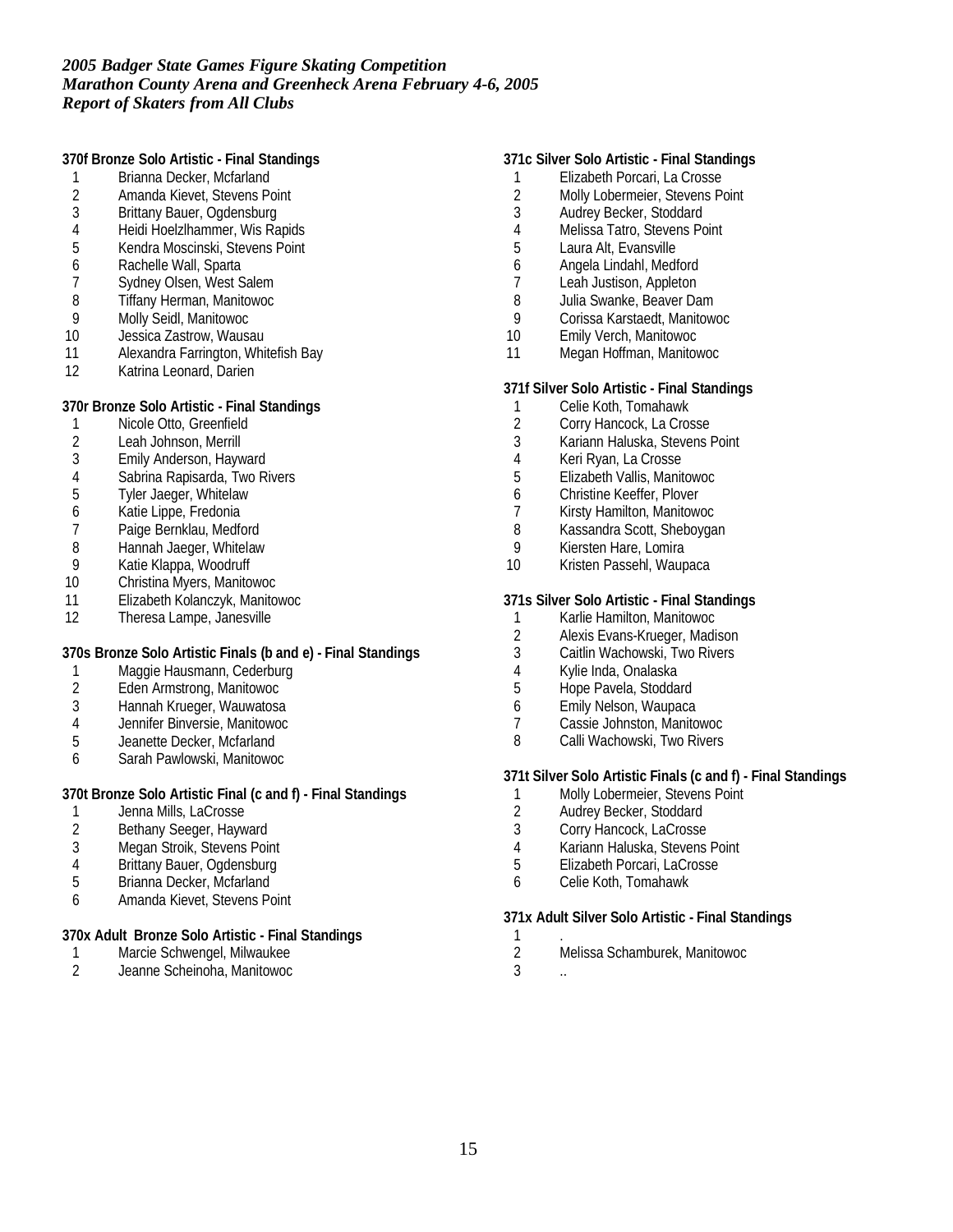*2005 Badger State Games Figure Skating Competition*
*Marathon County Arena and Greenheck Arena February 4-6, 2005*
*Report of Skaters from All Clubs*

**370f Bronze Solo Artistic - Final Standings**

1 Brianna Decker, Mcfarland
2 Amanda Kievet, Stevens Point
3 Brittany Bauer, Ogdensburg
4 Heidi Hoelzlhammer, Wis Rapids
5 Kendra Moscinski, Stevens Point
6 Rachelle Wall, Sparta
7 Sydney Olsen, West Salem
8 Tiffany Herman, Manitowoc
9 Molly Seidl, Manitowoc
10 Jessica Zastrow, Wausau
11 Alexandra Farrington, Whitefish Bay
12 Katrina Leonard, Darien

**370r Bronze Solo Artistic - Final Standings**

1 Nicole Otto, Greenfield
2 Leah Johnson, Merrill
3 Emily Anderson, Hayward
4 Sabrina Rapisarda, Two Rivers
5 Tyler Jaeger, Whitelaw
6 Katie Lippe, Fredonia
7 Paige Bernklau, Medford
8 Hannah Jaeger, Whitelaw
9 Katie Klappa, Woodruff
10 Christina Myers, Manitowoc
11 Elizabeth Kolanczyk, Manitowoc
12 Theresa Lampe, Janesville

**370s Bronze Solo Artistic Finals (b and e) - Final Standings**

1 Maggie Hausmann, Cederburg
2 Eden Armstrong, Manitowoc
3 Hannah Krueger, Wauwatosa
4 Jennifer Binversie, Manitowoc
5 Jeanette Decker, Mcfarland
6 Sarah Pawlowski, Manitowoc

**370t Bronze Solo Artistic Final (c and f) - Final Standings**

1 Jenna Mills, LaCrosse
2 Bethany Seeger, Hayward
3 Megan Stroik, Stevens Point
4 Brittany Bauer, Ogdensburg
5 Brianna Decker, Mcfarland
6 Amanda Kievet, Stevens Point

**370x Adult Bronze Solo Artistic - Final Standings**

1 Marcie Schwengel, Milwaukee
2 Jeanne Scheinoha, Manitowoc

**371c Silver Solo Artistic - Final Standings**

1 Elizabeth Porcari, La Crosse
2 Molly Lobermeier, Stevens Point
3 Audrey Becker, Stoddard
4 Melissa Tatro, Stevens Point
5 Laura Alt, Evansville
6 Angela Lindahl, Medford
7 Leah Justison, Appleton
8 Julia Swanke, Beaver Dam
9 Corissa Karstaedt, Manitowoc
10 Emily Verch, Manitowoc
11 Megan Hoffman, Manitowoc

**371f Silver Solo Artistic - Final Standings**

1 Celie Koth, Tomahawk
2 Corry Hancock, La Crosse
3 Kariann Haluska, Stevens Point
4 Keri Ryan, La Crosse
5 Elizabeth Vallis, Manitowoc
6 Christine Keeffer, Plover
7 Kirsty Hamilton, Manitowoc
8 Kassandra Scott, Sheboygan
9 Kiersten Hare, Lomira
10 Kristen Passehl, Waupaca

**371s Silver Solo Artistic - Final Standings**

1 Karlie Hamilton, Manitowoc
2 Alexis Evans-Krueger, Madison
3 Caitlin Wachowski, Two Rivers
4 Kylie Inda, Onalaska
5 Hope Pavela, Stoddard
6 Emily Nelson, Waupaca
7 Cassie Johnston, Manitowoc
8 Calli Wachowski, Two Rivers

**371t Silver Solo Artistic Finals (c and f) - Final Standings**

1 Molly Lobermeier, Stevens Point
2 Audrey Becker, Stoddard
3 Corry Hancock, LaCrosse
4 Kariann Haluska, Stevens Point
5 Elizabeth Porcari, LaCrosse
6 Celie Koth, Tomahawk

**371x Adult Silver Solo Artistic - Final Standings**

1 .
2 Melissa Schamburek, Manitowoc
3 ..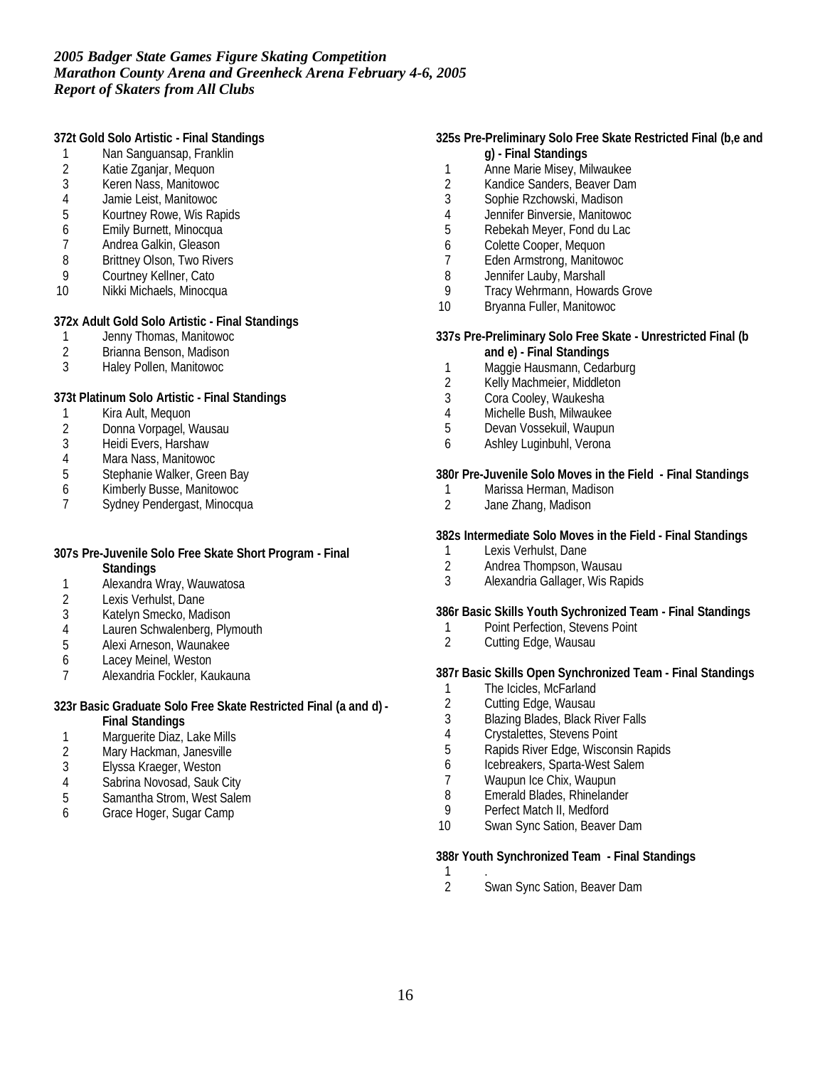*2005 Badger State Games Figure Skating Competition*
*Marathon County Arena and Greenheck Arena February 4-6, 2005*
*Report of Skaters from All Clubs*

**372t Gold Solo Artistic - Final Standings**

1. Nan Sanguansap, Franklin
2. Katie Zganjar, Mequon
3. Keren Nass, Manitowoc
4. Jamie Leist, Manitowoc
5. Kourtney Rowe, Wis Rapids
6. Emily Burnett, Minocqua
7. Andrea Galkin, Gleason
8. Brittney Olson, Two Rivers
9. Courtney Kellner, Cato
10. Nikki Michaels, Minocqua

**372x Adult Gold Solo Artistic - Final Standings**

1. Jenny Thomas, Manitowoc
2. Brianna Benson, Madison
3. Haley Pollen, Manitowoc

**373t Platinum Solo Artistic - Final Standings**

1. Kira Ault, Mequon
2. Donna Vorpagel, Wausau
3. Heidi Evers, Harshaw
4. Mara Nass, Manitowoc
5. Stephanie Walker, Green Bay
6. Kimberly Busse, Manitowoc
7. Sydney Pendergast, Minocqua

**307s Pre-Juvenile Solo Free Skate Short Program - Final Standings**

1. Alexandra Wray, Wauwatosa
2. Lexis Verhulst, Dane
3. Katelyn Smecko, Madison
4. Lauren Schwalenberg, Plymouth
5. Alexi Arneson, Waunakee
6. Lacey Meinel, Weston
7. Alexandria Fockler, Kaukauna

**323r Basic Graduate Solo Free Skate Restricted Final (a and d) - Final Standings**

1. Marguerite Diaz, Lake Mills
2. Mary Hackman, Janesville
3. Elyssa Kraeger, Weston
4. Sabrina Novosad, Sauk City
5. Samantha Strom, West Salem
6. Grace Hoger, Sugar Camp

**325s Pre-Preliminary Solo Free Skate Restricted Final (b,e and g) - Final Standings**

1. Anne Marie Misey, Milwaukee
2. Kandice Sanders, Beaver Dam
3. Sophie Rzchowski, Madison
4. Jennifer Binversie, Manitowoc
5. Rebekah Meyer, Fond du Lac
6. Colette Cooper, Mequon
7. Eden Armstrong, Manitowoc
8. Jennifer Lauby, Marshall
9. Tracy Wehrmann, Howards Grove
10. Bryanna Fuller, Manitowoc

**337s Pre-Preliminary Solo Free Skate - Unrestricted Final (b and e) - Final Standings**

1. Maggie Hausmann, Cedarburg
2. Kelly Machmeier, Middleton
3. Cora Cooley, Waukesha
4. Michelle Bush, Milwaukee
5. Devan Vossekuil, Waupun
6. Ashley Luginbuhl, Verona

**380r Pre-Juvenile Solo Moves in the Field - Final Standings**

1. Marissa Herman, Madison
2. Jane Zhang, Madison

**382s Intermediate Solo Moves in the Field - Final Standings**

1. Lexis Verhulst, Dane
2. Andrea Thompson, Wausau
3. Alexandria Gallager, Wis Rapids

**386r Basic Skills Youth Sychronized Team - Final Standings**

1. Point Perfection, Stevens Point
2. Cutting Edge, Wausau

**387r Basic Skills Open Synchronized Team - Final Standings**

1. The Icicles, McFarland
2. Cutting Edge, Wausau
3. Blazing Blades, Black River Falls
4. Crystalettes, Stevens Point
5. Rapids River Edge, Wisconsin Rapids
6. Icebreakers, Sparta-West Salem
7. Waupun Ice Chix, Waupun
8. Emerald Blades, Rhinelander
9. Perfect Match II, Medford
10. Swan Sync Sation, Beaver Dam

**388r Youth Synchronized Team - Final Standings**

1. .
2. Swan Sync Sation, Beaver Dam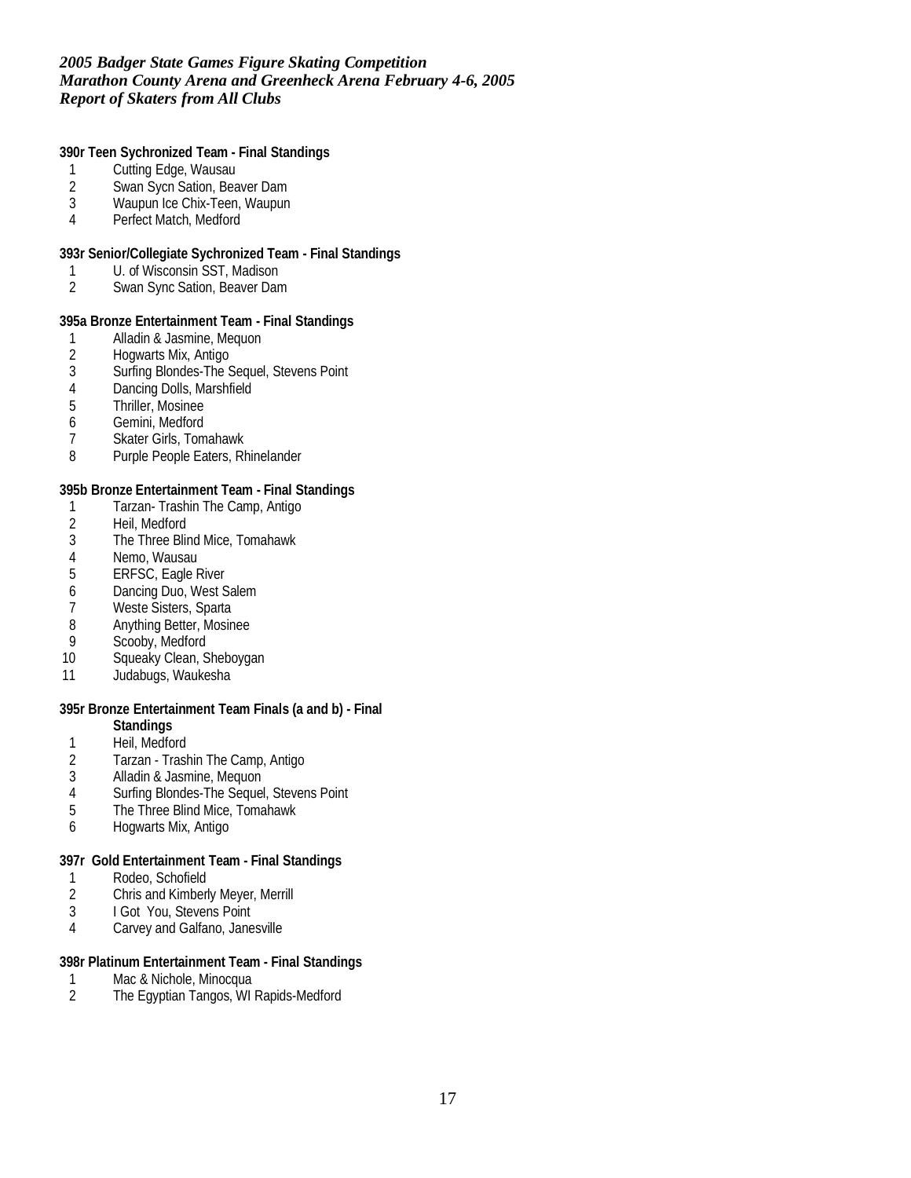*2005 Badger State Games Figure Skating Competition*
*Marathon County Arena and Greenheck Arena February 4-6, 2005*
*Report of Skaters from All Clubs*

**390r Teen Sychronized Team - Final Standings**

1 Cutting Edge, Wausau
2 Swan Sycn Sation, Beaver Dam
3 Waupun Ice Chix-Teen, Waupun
4 Perfect Match, Medford

**393r Senior/Collegiate Sychronized Team - Final Standings**

1 U. of Wisconsin SST, Madison
2 Swan Sync Sation, Beaver Dam

**395a Bronze Entertainment Team - Final Standings**

1 Alladin & Jasmine, Mequon
2 Hogwarts Mix, Antigo
3 Surfing Blondes-The Sequel, Stevens Point
4 Dancing Dolls, Marshfield
5 Thriller, Mosinee
6 Gemini, Medford
7 Skater Girls, Tomahawk
8 Purple People Eaters, Rhinelander

**395b Bronze Entertainment Team - Final Standings**

1 Tarzan- Trashin The Camp, Antigo
2 Heil, Medford
3 The Three Blind Mice, Tomahawk
4 Nemo, Wausau
5 ERFSC, Eagle River
6 Dancing Duo, West Salem
7 Weste Sisters, Sparta
8 Anything Better, Mosinee
9 Scooby, Medford
10 Squeaky Clean, Sheboygan
11 Judabugs, Waukesha

**395r Bronze Entertainment Team Finals (a and b) - Final Standings**

1 Heil, Medford
2 Tarzan - Trashin The Camp, Antigo
3 Alladin & Jasmine, Mequon
4 Surfing Blondes-The Sequel, Stevens Point
5 The Three Blind Mice, Tomahawk
6 Hogwarts Mix, Antigo

**397r Gold Entertainment Team - Final Standings**

1 Rodeo, Schofield
2 Chris and Kimberly Meyer, Merrill
3 I Got You, Stevens Point
4 Carvey and Galfano, Janesville

**398r Platinum Entertainment Team - Final Standings**

1 Mac & Nichole, Minocqua
2 The Egyptian Tangos, WI Rapids-Medford